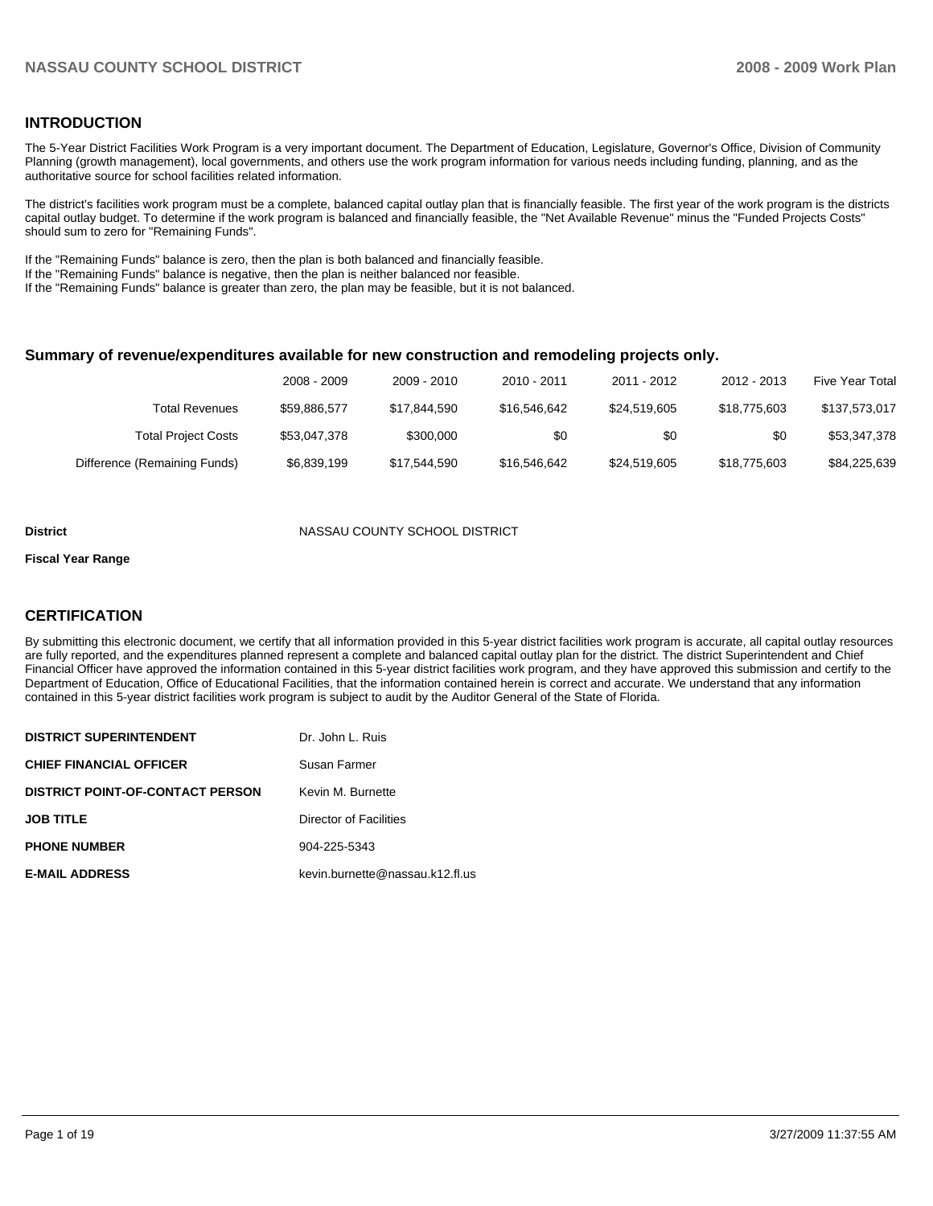## INTRODUCTION

The 5-Year District Facilities Work Program is a very important document. The Department of Education, Legislature, Governor's Office, Division of Community Planning (growth management), local governments, and others use the work program information for various needs including funding, planning, and as the authoritative source for school facilities related information.

The district's facilities work program must be a complete, balanced capital outlay plan that is financially feasible. The first year of the work program is the districts capital outlay budget. To determine if the work program is balanced and financially feasible, the "Net Available Revenue" minus the "Funded Projects Costs" should sum to zero for "Remaining Funds".

If the "Remaining Funds" balance is zero, then the plan is both balanced and financially feasible.
If the "Remaining Funds" balance is negative, then the plan is neither balanced nor feasible.
If the "Remaining Funds" balance is greater than zero, the plan may be feasible, but it is not balanced.

### Summary of revenue/expenditures available for new construction and remodeling projects only.

| | 2008 - 2009 | 2009 - 2010 | 2010 - 2011 | 2011 - 2012 | 2012 - 2013 | Five Year Total |
|---|---|---|---|---|---|---|
| Total Revenues | $59,886,577 | $17,844,590 | $16,546,642 | $24,519,605 | $18,775,603 | $137,573,017 |
| Total Project Costs | $53,047,378 | $300,000 | $0 | $0 | $0 | $53,347,378 |
| Difference (Remaining Funds) | $6,839,199 | $17,544,590 | $16,546,642 | $24,519,605 | $18,775,603 | $84,225,639 |

**District** NASSAU COUNTY SCHOOL DISTRICT

**Fiscal Year Range**

## CERTIFICATION

By submitting this electronic document, we certify that all information provided in this 5-year district facilities work program is accurate, all capital outlay resources are fully reported, and the expenditures planned represent a complete and balanced capital outlay plan for the district. The district Superintendent and Chief Financial Officer have approved the information contained in this 5-year district facilities work program, and they have approved this submission and certify to the Department of Education, Office of Educational Facilities, that the information contained herein is correct and accurate. We understand that any information contained in this 5-year district facilities work program is subject to audit by the Auditor General of the State of Florida.

| | |
|---|---|
| **DISTRICT SUPERINTENDENT** | Dr. John L. Ruis |
| **CHIEF FINANCIAL OFFICER** | Susan Farmer |
| **DISTRICT POINT-OF-CONTACT PERSON** | Kevin M. Burnette |
| **JOB TITLE** | Director of Facilities |
| **PHONE NUMBER** | 904-225-5343 |
| **E-MAIL ADDRESS** | kevin.burnette@nassau.k12.fl.us |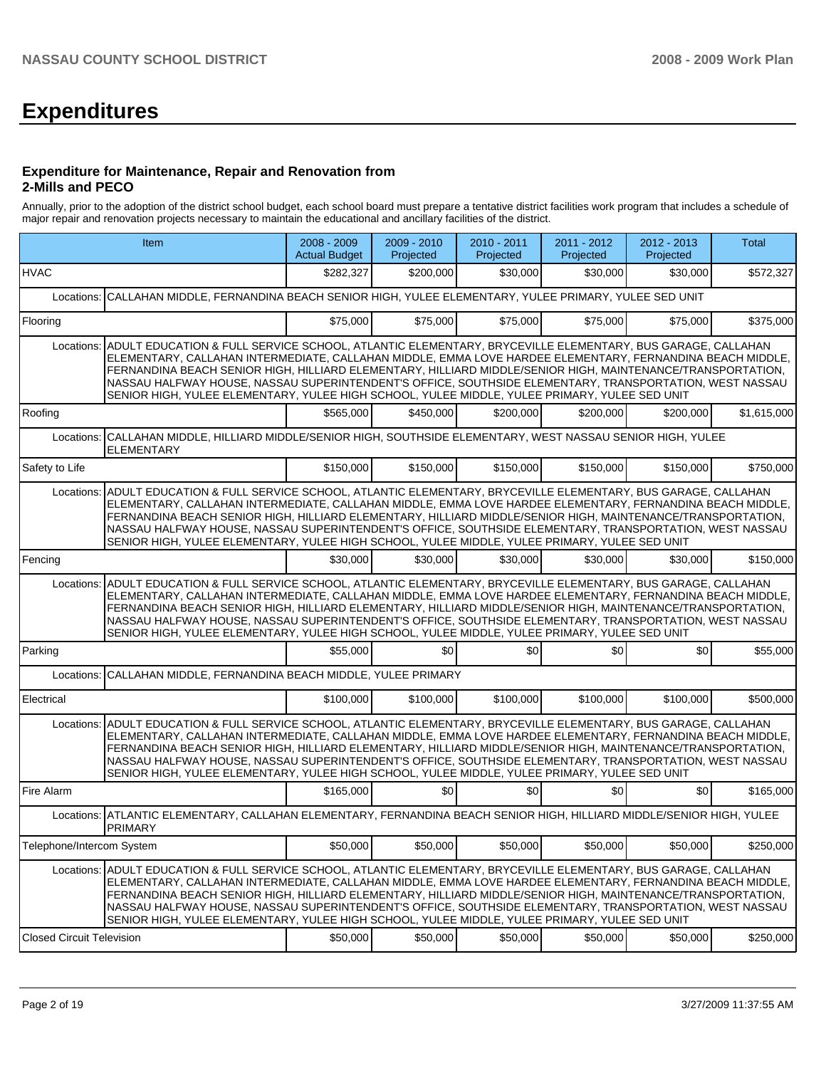# Expenditures

### Expenditure for Maintenance, Repair and Renovation from 2-Mills and PECO

Annually, prior to the adoption of the district school budget, each school board must prepare a tentative district facilities work program that includes a schedule of major repair and renovation projects necessary to maintain the educational and ancillary facilities of the district.

| Item | 2008 - 2009 Actual Budget | 2009 - 2010 Projected | 2010 - 2011 Projected | 2011 - 2012 Projected | 2012 - 2013 Projected | Total |
|---|---|---|---|---|---|---|
| HVAC | $282,327 | $200,000 | $30,000 | $30,000 | $30,000 | $572,327 |
| Locations: CALLAHAN MIDDLE, FERNANDINA BEACH SENIOR HIGH, YULEE ELEMENTARY, YULEE PRIMARY, YULEE SED UNIT | | | | | | |
| Flooring | $75,000 | $75,000 | $75,000 | $75,000 | $75,000 | $375,000 |
| Locations: ADULT EDUCATION & FULL SERVICE SCHOOL, ATLANTIC ELEMENTARY, BRYCEVILLE ELEMENTARY, BUS GARAGE, CALLAHAN ELEMENTARY, CALLAHAN INTERMEDIATE, CALLAHAN MIDDLE, EMMA LOVE HARDEE ELEMENTARY, FERNANDINA BEACH MIDDLE, FERNANDINA BEACH SENIOR HIGH, HILLIARD ELEMENTARY, HILLIARD MIDDLE/SENIOR HIGH, MAINTENANCE/TRANSPORTATION, NASSAU HALFWAY HOUSE, NASSAU SUPERINTENDENT'S OFFICE, SOUTHSIDE ELEMENTARY, TRANSPORTATION, WEST NASSAU SENIOR HIGH, YULEE ELEMENTARY, YULEE HIGH SCHOOL, YULEE MIDDLE, YULEE PRIMARY, YULEE SED UNIT | | | | | | |
| Roofing | $565,000 | $450,000 | $200,000 | $200,000 | $200,000 | $1,615,000 |
| Locations: CALLAHAN MIDDLE, HILLIARD MIDDLE/SENIOR HIGH, SOUTHSIDE ELEMENTARY, WEST NASSAU SENIOR HIGH, YULEE ELEMENTARY | | | | | | |
| Safety to Life | $150,000 | $150,000 | $150,000 | $150,000 | $150,000 | $750,000 |
| Locations: ADULT EDUCATION & FULL SERVICE SCHOOL, ATLANTIC ELEMENTARY, BRYCEVILLE ELEMENTARY, BUS GARAGE, CALLAHAN ELEMENTARY, CALLAHAN INTERMEDIATE, CALLAHAN MIDDLE, EMMA LOVE HARDEE ELEMENTARY, FERNANDINA BEACH MIDDLE, FERNANDINA BEACH SENIOR HIGH, HILLIARD ELEMENTARY, HILLIARD MIDDLE/SENIOR HIGH, MAINTENANCE/TRANSPORTATION, NASSAU HALFWAY HOUSE, NASSAU SUPERINTENDENT'S OFFICE, SOUTHSIDE ELEMENTARY, TRANSPORTATION, WEST NASSAU SENIOR HIGH, YULEE ELEMENTARY, YULEE HIGH SCHOOL, YULEE MIDDLE, YULEE PRIMARY, YULEE SED UNIT | | | | | | |
| Fencing | $30,000 | $30,000 | $30,000 | $30,000 | $30,000 | $150,000 |
| Locations: ADULT EDUCATION & FULL SERVICE SCHOOL, ATLANTIC ELEMENTARY, BRYCEVILLE ELEMENTARY, BUS GARAGE, CALLAHAN ELEMENTARY, CALLAHAN INTERMEDIATE, CALLAHAN MIDDLE, EMMA LOVE HARDEE ELEMENTARY, FERNANDINA BEACH MIDDLE, FERNANDINA BEACH SENIOR HIGH, HILLIARD ELEMENTARY, HILLIARD MIDDLE/SENIOR HIGH, MAINTENANCE/TRANSPORTATION, NASSAU HALFWAY HOUSE, NASSAU SUPERINTENDENT'S OFFICE, SOUTHSIDE ELEMENTARY, TRANSPORTATION, WEST NASSAU SENIOR HIGH, YULEE ELEMENTARY, YULEE HIGH SCHOOL, YULEE MIDDLE, YULEE PRIMARY, YULEE SED UNIT | | | | | | |
| Parking | $55,000 | $0 | $0 | $0 | $0 | $55,000 |
| Locations: CALLAHAN MIDDLE, FERNANDINA BEACH MIDDLE, YULEE PRIMARY | | | | | | |
| Electrical | $100,000 | $100,000 | $100,000 | $100,000 | $100,000 | $500,000 |
| Locations: ADULT EDUCATION & FULL SERVICE SCHOOL, ATLANTIC ELEMENTARY, BRYCEVILLE ELEMENTARY, BUS GARAGE, CALLAHAN ELEMENTARY, CALLAHAN INTERMEDIATE, CALLAHAN MIDDLE, EMMA LOVE HARDEE ELEMENTARY, FERNANDINA BEACH MIDDLE, FERNANDINA BEACH SENIOR HIGH, HILLIARD ELEMENTARY, HILLIARD MIDDLE/SENIOR HIGH, MAINTENANCE/TRANSPORTATION, NASSAU HALFWAY HOUSE, NASSAU SUPERINTENDENT'S OFFICE, SOUTHSIDE ELEMENTARY, TRANSPORTATION, WEST NASSAU SENIOR HIGH, YULEE ELEMENTARY, YULEE HIGH SCHOOL, YULEE MIDDLE, YULEE PRIMARY, YULEE SED UNIT | | | | | | |
| Fire Alarm | $165,000 | $0 | $0 | $0 | $0 | $165,000 |
| Locations: ATLANTIC ELEMENTARY, CALLAHAN ELEMENTARY, FERNANDINA BEACH SENIOR HIGH, HILLIARD MIDDLE/SENIOR HIGH, YULEE PRIMARY | | | | | | |
| Telephone/Intercom System | $50,000 | $50,000 | $50,000 | $50,000 | $50,000 | $250,000 |
| Locations: ADULT EDUCATION & FULL SERVICE SCHOOL, ATLANTIC ELEMENTARY, BRYCEVILLE ELEMENTARY, BUS GARAGE, CALLAHAN ELEMENTARY, CALLAHAN INTERMEDIATE, CALLAHAN MIDDLE, EMMA LOVE HARDEE ELEMENTARY, FERNANDINA BEACH MIDDLE, FERNANDINA BEACH SENIOR HIGH, HILLIARD ELEMENTARY, HILLIARD MIDDLE/SENIOR HIGH, MAINTENANCE/TRANSPORTATION, NASSAU HALFWAY HOUSE, NASSAU SUPERINTENDENT'S OFFICE, SOUTHSIDE ELEMENTARY, TRANSPORTATION, WEST NASSAU SENIOR HIGH, YULEE ELEMENTARY, YULEE HIGH SCHOOL, YULEE MIDDLE, YULEE PRIMARY, YULEE SED UNIT | | | | | | |
| Closed Circuit Television | $50,000 | $50,000 | $50,000 | $50,000 | $50,000 | $250,000 |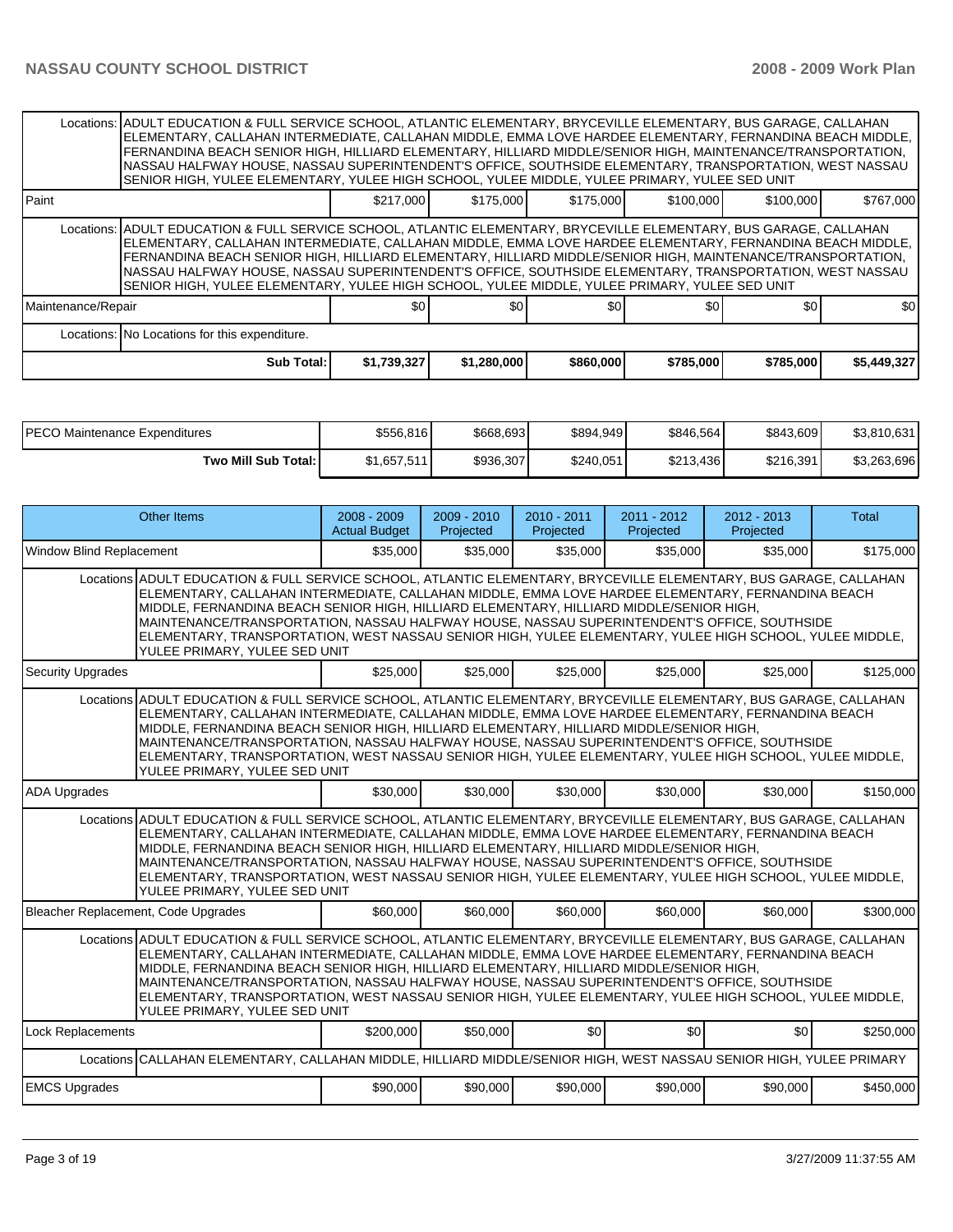| | | | | | | |
|---|---|---|---|---|---|---|
| Locations: | ADULT EDUCATION & FULL SERVICE SCHOOL, ATLANTIC ELEMENTARY, BRYCEVILLE ELEMENTARY, BUS GARAGE, CALLAHAN ELEMENTARY, CALLAHAN INTERMEDIATE, CALLAHAN MIDDLE, EMMA LOVE HARDEE ELEMENTARY, FERNANDINA BEACH MIDDLE, FERNANDINA BEACH SENIOR HIGH, HILLIARD ELEMENTARY, HILLIARD MIDDLE/SENIOR HIGH, MAINTENANCE/TRANSPORTATION, NASSAU HALFWAY HOUSE, NASSAU SUPERINTENDENT'S OFFICE, SOUTHSIDE ELEMENTARY, TRANSPORTATION, WEST NASSAU SENIOR HIGH, YULEE ELEMENTARY, YULEE HIGH SCHOOL, YULEE MIDDLE, YULEE PRIMARY, YULEE SED UNIT | | | | | |
| Paint | | $217,000 | $175,000 | $175,000 | $100,000 | $100,000 | $767,000 |
| Locations: | ADULT EDUCATION & FULL SERVICE SCHOOL, ATLANTIC ELEMENTARY, BRYCEVILLE ELEMENTARY, BUS GARAGE, CALLAHAN ELEMENTARY, CALLAHAN INTERMEDIATE, CALLAHAN MIDDLE, EMMA LOVE HARDEE ELEMENTARY, FERNANDINA BEACH MIDDLE, FERNANDINA BEACH SENIOR HIGH, HILLIARD ELEMENTARY, HILLIARD MIDDLE/SENIOR HIGH, MAINTENANCE/TRANSPORTATION, NASSAU HALFWAY HOUSE, NASSAU SUPERINTENDENT'S OFFICE, SOUTHSIDE ELEMENTARY, TRANSPORTATION, WEST NASSAU SENIOR HIGH, YULEE ELEMENTARY, YULEE HIGH SCHOOL, YULEE MIDDLE, YULEE PRIMARY, YULEE SED UNIT | | | | | |
| Maintenance/Repair | | $0 | $0 | $0 | $0 | $0 | $0 |
| Locations: | No Locations for this expenditure. | | | | | |
| | Sub Total: | $1,739,327 | $1,280,000 | $860,000 | $785,000 | $785,000 | $5,449,327 |

| | | | | | | |
|---|---|---|---|---|---|---|
| PECO Maintenance Expenditures | $556,816 | $668,693 | $894,949 | $846,564 | $843,609 | $3,810,631 |
| Two Mill Sub Total: | $1,657,511 | $936,307 | $240,051 | $213,436 | $216,391 | $3,263,696 |

| Other Items | | 2008 - 2009 Actual Budget | 2009 - 2010 Projected | 2010 - 2011 Projected | 2011 - 2012 Projected | 2012 - 2013 Projected | Total |
|---|---|---|---|---|---|---|---|
| Window Blind Replacement | | $35,000 | $35,000 | $35,000 | $35,000 | $35,000 | $175,000 |
| Locations | ADULT EDUCATION & FULL SERVICE SCHOOL, ATLANTIC ELEMENTARY, BRYCEVILLE ELEMENTARY, BUS GARAGE, CALLAHAN ELEMENTARY, CALLAHAN INTERMEDIATE, CALLAHAN MIDDLE, EMMA LOVE HARDEE ELEMENTARY, FERNANDINA BEACH MIDDLE, FERNANDINA BEACH SENIOR HIGH, HILLIARD ELEMENTARY, HILLIARD MIDDLE/SENIOR HIGH, MAINTENANCE/TRANSPORTATION, NASSAU HALFWAY HOUSE, NASSAU SUPERINTENDENT'S OFFICE, SOUTHSIDE ELEMENTARY, TRANSPORTATION, WEST NASSAU SENIOR HIGH, YULEE ELEMENTARY, YULEE HIGH SCHOOL, YULEE MIDDLE, YULEE PRIMARY, YULEE SED UNIT | | | | | | |
| Security Upgrades | | $25,000 | $25,000 | $25,000 | $25,000 | $25,000 | $125,000 |
| Locations | ADULT EDUCATION & FULL SERVICE SCHOOL, ATLANTIC ELEMENTARY, BRYCEVILLE ELEMENTARY, BUS GARAGE, CALLAHAN ELEMENTARY, CALLAHAN INTERMEDIATE, CALLAHAN MIDDLE, EMMA LOVE HARDEE ELEMENTARY, FERNANDINA BEACH MIDDLE, FERNANDINA BEACH SENIOR HIGH, HILLIARD ELEMENTARY, HILLIARD MIDDLE/SENIOR HIGH, MAINTENANCE/TRANSPORTATION, NASSAU HALFWAY HOUSE, NASSAU SUPERINTENDENT'S OFFICE, SOUTHSIDE ELEMENTARY, TRANSPORTATION, WEST NASSAU SENIOR HIGH, YULEE ELEMENTARY, YULEE HIGH SCHOOL, YULEE MIDDLE, YULEE PRIMARY, YULEE SED UNIT | | | | | | |
| ADA Upgrades | | $30,000 | $30,000 | $30,000 | $30,000 | $30,000 | $150,000 |
| Locations | ADULT EDUCATION & FULL SERVICE SCHOOL, ATLANTIC ELEMENTARY, BRYCEVILLE ELEMENTARY, BUS GARAGE, CALLAHAN ELEMENTARY, CALLAHAN INTERMEDIATE, CALLAHAN MIDDLE, EMMA LOVE HARDEE ELEMENTARY, FERNANDINA BEACH MIDDLE, FERNANDINA BEACH SENIOR HIGH, HILLIARD ELEMENTARY, HILLIARD MIDDLE/SENIOR HIGH, MAINTENANCE/TRANSPORTATION, NASSAU HALFWAY HOUSE, NASSAU SUPERINTENDENT'S OFFICE, SOUTHSIDE ELEMENTARY, TRANSPORTATION, WEST NASSAU SENIOR HIGH, YULEE ELEMENTARY, YULEE HIGH SCHOOL, YULEE MIDDLE, YULEE PRIMARY, YULEE SED UNIT | | | | | | |
| Bleacher Replacement, Code Upgrades | | $60,000 | $60,000 | $60,000 | $60,000 | $60,000 | $300,000 |
| Locations | ADULT EDUCATION & FULL SERVICE SCHOOL, ATLANTIC ELEMENTARY, BRYCEVILLE ELEMENTARY, BUS GARAGE, CALLAHAN ELEMENTARY, CALLAHAN INTERMEDIATE, CALLAHAN MIDDLE, EMMA LOVE HARDEE ELEMENTARY, FERNANDINA BEACH MIDDLE, FERNANDINA BEACH SENIOR HIGH, HILLIARD ELEMENTARY, HILLIARD MIDDLE/SENIOR HIGH, MAINTENANCE/TRANSPORTATION, NASSAU HALFWAY HOUSE, NASSAU SUPERINTENDENT'S OFFICE, SOUTHSIDE ELEMENTARY, TRANSPORTATION, WEST NASSAU SENIOR HIGH, YULEE ELEMENTARY, YULEE HIGH SCHOOL, YULEE MIDDLE, YULEE PRIMARY, YULEE SED UNIT | | | | | | |
| Lock Replacements | | $200,000 | $50,000 | $0 | $0 | $0 | $250,000 |
| Locations | CALLAHAN ELEMENTARY, CALLAHAN MIDDLE, HILLIARD MIDDLE/SENIOR HIGH, WEST NASSAU SENIOR HIGH, YULEE PRIMARY | | | | | | |
| EMCS Upgrades | | $90,000 | $90,000 | $90,000 | $90,000 | $90,000 | $450,000 |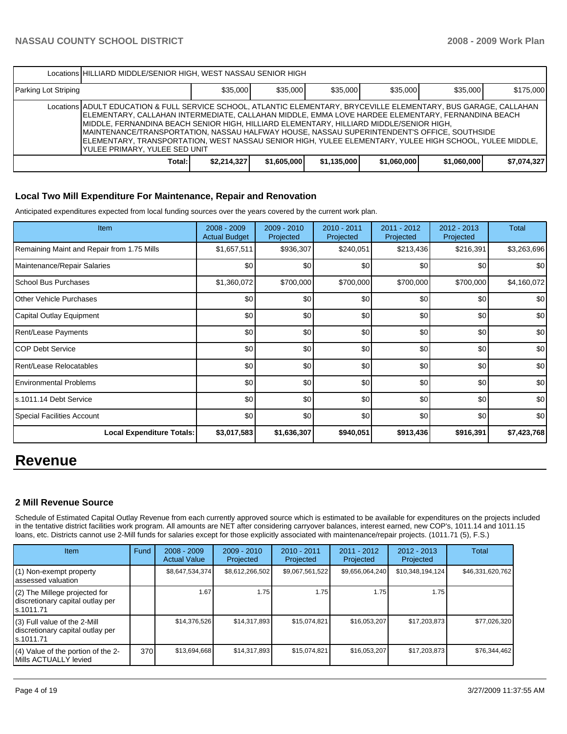| | | | | | | | |
|---|---|---|---|---|---|---|---|
| Locations | HILLIARD MIDDLE/SENIOR HIGH, WEST NASSAU SENIOR HIGH | | | | | | |
| Parking Lot Striping | | $35,000 | $35,000 | $35,000 | $35,000 | $35,000 | $175,000 |
| Locations | ADULT EDUCATION & FULL SERVICE SCHOOL, ATLANTIC ELEMENTARY, BRYCEVILLE ELEMENTARY, BUS GARAGE, CALLAHAN ELEMENTARY, CALLAHAN INTERMEDIATE, CALLAHAN MIDDLE, EMMA LOVE HARDEE ELEMENTARY, FERNANDINA BEACH MIDDLE, FERNANDINA BEACH SENIOR HIGH, HILLIARD ELEMENTARY, HILLIARD MIDDLE/SENIOR HIGH, MAINTENANCE/TRANSPORTATION, NASSAU HALFWAY HOUSE, NASSAU SUPERINTENDENT'S OFFICE, SOUTHSIDE ELEMENTARY, TRANSPORTATION, WEST NASSAU SENIOR HIGH, YULEE ELEMENTARY, YULEE HIGH SCHOOL, YULEE MIDDLE, YULEE PRIMARY, YULEE SED UNIT | | | | | | |
| | Total: | $2,214,327 | $1,605,000 | $1,135,000 | $1,060,000 | $1,060,000 | $7,074,327 |

### Local Two Mill Expenditure For Maintenance, Repair and Renovation

Anticipated expenditures expected from local funding sources over the years covered by the current work plan.

| Item | 2008 - 2009 Actual Budget | 2009 - 2010 Projected | 2010 - 2011 Projected | 2011 - 2012 Projected | 2012 - 2013 Projected | Total |
|---|---|---|---|---|---|---|
| Remaining Maint and Repair from 1.75 Mills | $1,657,511 | $936,307 | $240,051 | $213,436 | $216,391 | $3,263,696 |
| Maintenance/Repair Salaries | $0 | $0 | $0 | $0 | $0 | $0 |
| School Bus Purchases | $1,360,072 | $700,000 | $700,000 | $700,000 | $700,000 | $4,160,072 |
| Other Vehicle Purchases | $0 | $0 | $0 | $0 | $0 | $0 |
| Capital Outlay Equipment | $0 | $0 | $0 | $0 | $0 | $0 |
| Rent/Lease Payments | $0 | $0 | $0 | $0 | $0 | $0 |
| COP Debt Service | $0 | $0 | $0 | $0 | $0 | $0 |
| Rent/Lease Relocatables | $0 | $0 | $0 | $0 | $0 | $0 |
| Environmental Problems | $0 | $0 | $0 | $0 | $0 | $0 |
| s.1011.14 Debt Service | $0 | $0 | $0 | $0 | $0 | $0 |
| Special Facilities Account | $0 | $0 | $0 | $0 | $0 | $0 |
| **Local Expenditure Totals:** | **$3,017,583** | **$1,636,307** | **$940,051** | **$913,436** | **$916,391** | **$7,423,768** |

# Revenue

### 2 Mill Revenue Source

Schedule of Estimated Capital Outlay Revenue from each currently approved source which is estimated to be available for expenditures on the projects included in the tentative district facilities work program. All amounts are NET after considering carryover balances, interest earned, new COP's, 1011.14 and 1011.15 loans, etc. Districts cannot use 2-Mill funds for salaries except for those explicitly associated with maintenance/repair projects. (1011.71 (5), F.S.)

| Item | Fund | 2008 - 2009 Actual Value | 2009 - 2010 Projected | 2010 - 2011 Projected | 2011 - 2012 Projected | 2012 - 2013 Projected | Total |
|---|---|---|---|---|---|---|---|
| (1) Non-exempt property assessed valuation | | $8,647,534,374 | $8,612,266,502 | $9,067,561,522 | $9,656,064,240 | $10,348,194,124 | $46,331,620,762 |
| (2) The Millege projected for discretionary capital outlay per s.1011.71 | | 1.67 | 1.75 | 1.75 | 1.75 | 1.75 | |
| (3) Full value of the 2-Mill discretionary capital outlay per s.1011.71 | | $14,376,526 | $14,317,893 | $15,074,821 | $16,053,207 | $17,203,873 | $77,026,320 |
| (4) Value of the portion of the 2-Mills ACTUALLY levied | 370 | $13,694,668 | $14,317,893 | $15,074,821 | $16,053,207 | $17,203,873 | $76,344,462 |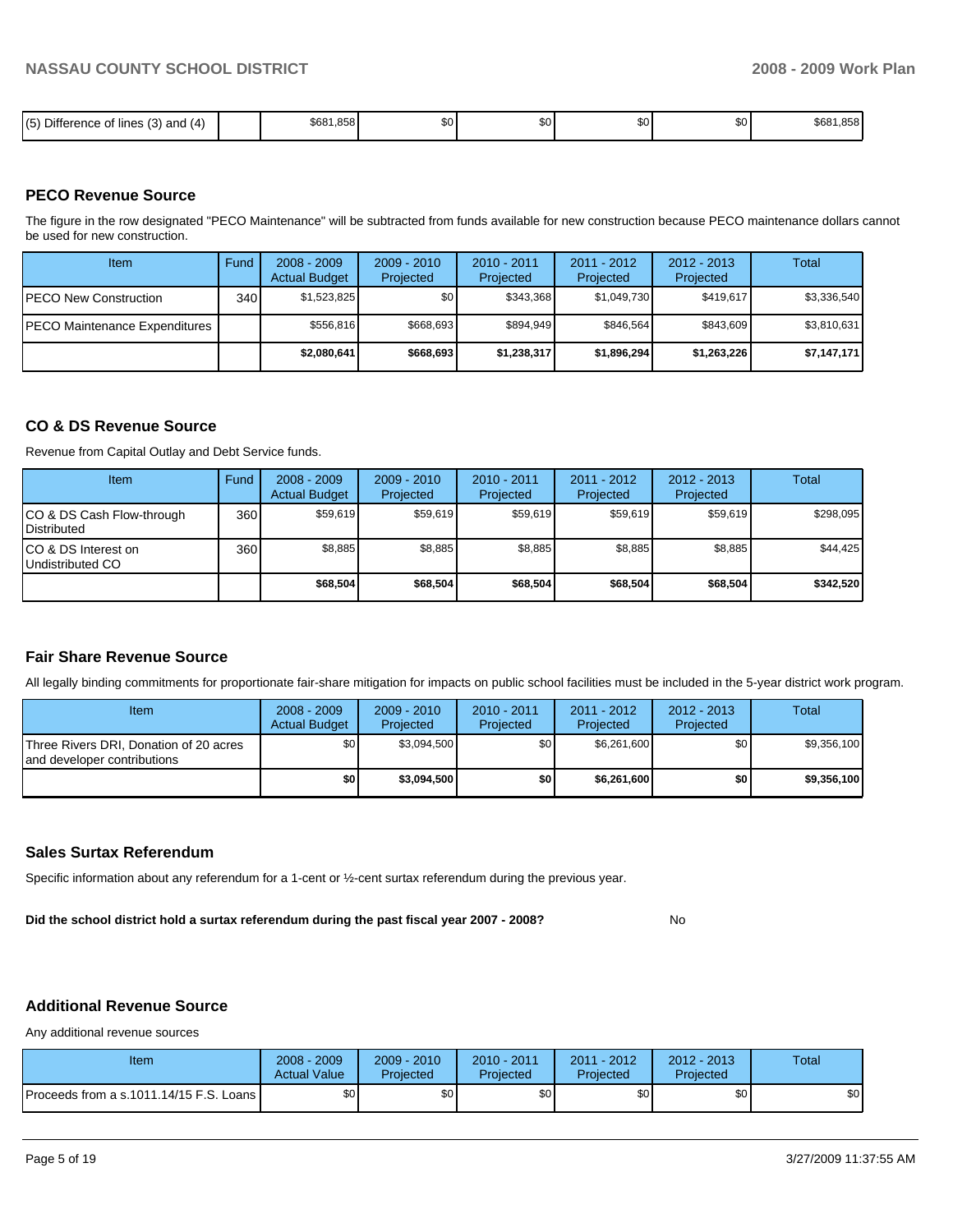| (5) Difference of lines (3) and (4) | | $681,858 | $0 | $0 | $0 | $0 | $681,858 |
|---|---|---|---|---|---|---|---|

## PECO Revenue Source

The figure in the row designated "PECO Maintenance" will be subtracted from funds available for new construction because PECO maintenance dollars cannot be used for new construction.

| Item | Fund | 2008 - 2009 Actual Budget | 2009 - 2010 Projected | 2010 - 2011 Projected | 2011 - 2012 Projected | 2012 - 2013 Projected | Total |
|---|---|---|---|---|---|---|---|
| PECO New Construction | 340 | $1,523,825 | $0 | $343,368 | $1,049,730 | $419,617 | $3,336,540 |
| PECO Maintenance Expenditures | | $556,816 | $668,693 | $894,949 | $846,564 | $843,609 | $3,810,631 |
| | | **$2,080,641** | **$668,693** | **$1,238,317** | **$1,896,294** | **$1,263,226** | **$7,147,171** |

## CO & DS Revenue Source

Revenue from Capital Outlay and Debt Service funds.

| Item | Fund | 2008 - 2009 Actual Budget | 2009 - 2010 Projected | 2010 - 2011 Projected | 2011 - 2012 Projected | 2012 - 2013 Projected | Total |
|---|---|---|---|---|---|---|---|
| CO & DS Cash Flow-through Distributed | 360 | $59,619 | $59,619 | $59,619 | $59,619 | $59,619 | $298,095 |
| CO & DS Interest on Undistributed CO | 360 | $8,885 | $8,885 | $8,885 | $8,885 | $8,885 | $44,425 |
| | | **$68,504** | **$68,504** | **$68,504** | **$68,504** | **$68,504** | **$342,520** |

## Fair Share Revenue Source

All legally binding commitments for proportionate fair-share mitigation for impacts on public school facilities must be included in the 5-year district work program.

| Item | 2008 - 2009 Actual Budget | 2009 - 2010 Projected | 2010 - 2011 Projected | 2011 - 2012 Projected | 2012 - 2013 Projected | Total |
|---|---|---|---|---|---|---|
| Three Rivers DRI, Donation of 20 acres and developer contributions | $0 | $3,094,500 | $0 | $6,261,600 | $0 | $9,356,100 |
| | **$0** | **$3,094,500** | **$0** | **$6,261,600** | **$0** | **$9,356,100** |

## Sales Surtax Referendum

Specific information about any referendum for a 1-cent or ½-cent surtax referendum during the previous year.

**Did the school district hold a surtax referendum during the past fiscal year 2007 - 2008?** No

## Additional Revenue Source

Any additional revenue sources

| Item | 2008 - 2009 Actual Value | 2009 - 2010 Projected | 2010 - 2011 Projected | 2011 - 2012 Projected | 2012 - 2013 Projected | Total |
|---|---|---|---|---|---|---|
| Proceeds from a s.1011.14/15 F.S. Loans | $0 | $0 | $0 | $0 | $0 | $0 |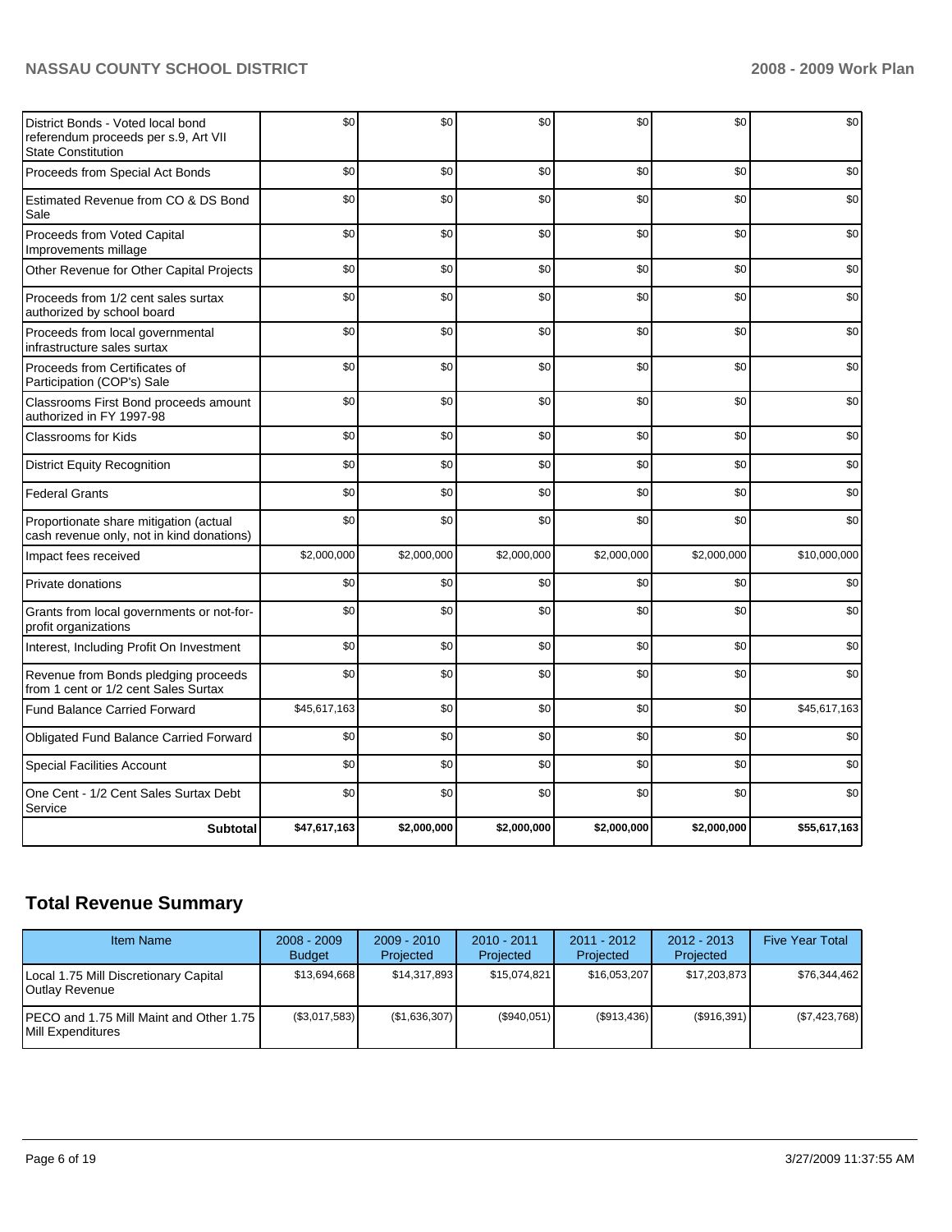| | | | | | | |
|---|---|---|---|---|---|---|
| District Bonds - Voted local bond referendum proceeds per s.9, Art VII State Constitution | $0 | $0 | $0 | $0 | $0 | $0 |
| Proceeds from Special Act Bonds | $0 | $0 | $0 | $0 | $0 | $0 |
| Estimated Revenue from CO & DS Bond Sale | $0 | $0 | $0 | $0 | $0 | $0 |
| Proceeds from Voted Capital Improvements millage | $0 | $0 | $0 | $0 | $0 | $0 |
| Other Revenue for Other Capital Projects | $0 | $0 | $0 | $0 | $0 | $0 |
| Proceeds from 1/2 cent sales surtax authorized by school board | $0 | $0 | $0 | $0 | $0 | $0 |
| Proceeds from local governmental infrastructure sales surtax | $0 | $0 | $0 | $0 | $0 | $0 |
| Proceeds from Certificates of Participation (COP's) Sale | $0 | $0 | $0 | $0 | $0 | $0 |
| Classrooms First Bond proceeds amount authorized in FY 1997-98 | $0 | $0 | $0 | $0 | $0 | $0 |
| Classrooms for Kids | $0 | $0 | $0 | $0 | $0 | $0 |
| District Equity Recognition | $0 | $0 | $0 | $0 | $0 | $0 |
| Federal Grants | $0 | $0 | $0 | $0 | $0 | $0 |
| Proportionate share mitigation (actual cash revenue only, not in kind donations) | $0 | $0 | $0 | $0 | $0 | $0 |
| Impact fees received | $2,000,000 | $2,000,000 | $2,000,000 | $2,000,000 | $2,000,000 | $10,000,000 |
| Private donations | $0 | $0 | $0 | $0 | $0 | $0 |
| Grants from local governments or not-for-profit organizations | $0 | $0 | $0 | $0 | $0 | $0 |
| Interest, Including Profit On Investment | $0 | $0 | $0 | $0 | $0 | $0 |
| Revenue from Bonds pledging proceeds from 1 cent or 1/2 cent Sales Surtax | $0 | $0 | $0 | $0 | $0 | $0 |
| Fund Balance Carried Forward | $45,617,163 | $0 | $0 | $0 | $0 | $45,617,163 |
| Obligated Fund Balance Carried Forward | $0 | $0 | $0 | $0 | $0 | $0 |
| Special Facilities Account | $0 | $0 | $0 | $0 | $0 | $0 |
| One Cent - 1/2 Cent Sales Surtax Debt Service | $0 | $0 | $0 | $0 | $0 | $0 |
| **Subtotal** | **$47,617,163** | **$2,000,000** | **$2,000,000** | **$2,000,000** | **$2,000,000** | **$55,617,163** |

## Total Revenue Summary

| Item Name | 2008 - 2009 Budget | 2009 - 2010 Projected | 2010 - 2011 Projected | 2011 - 2012 Projected | 2012 - 2013 Projected | Five Year Total |
|---|---|---|---|---|---|---|
| Local 1.75 Mill Discretionary Capital Outlay Revenue | $13,694,668 | $14,317,893 | $15,074,821 | $16,053,207 | $17,203,873 | $76,344,462 |
| PECO and 1.75 Mill Maint and Other 1.75 Mill Expenditures | ($3,017,583) | ($1,636,307) | ($940,051) | ($913,436) | ($916,391) | ($7,423,768) |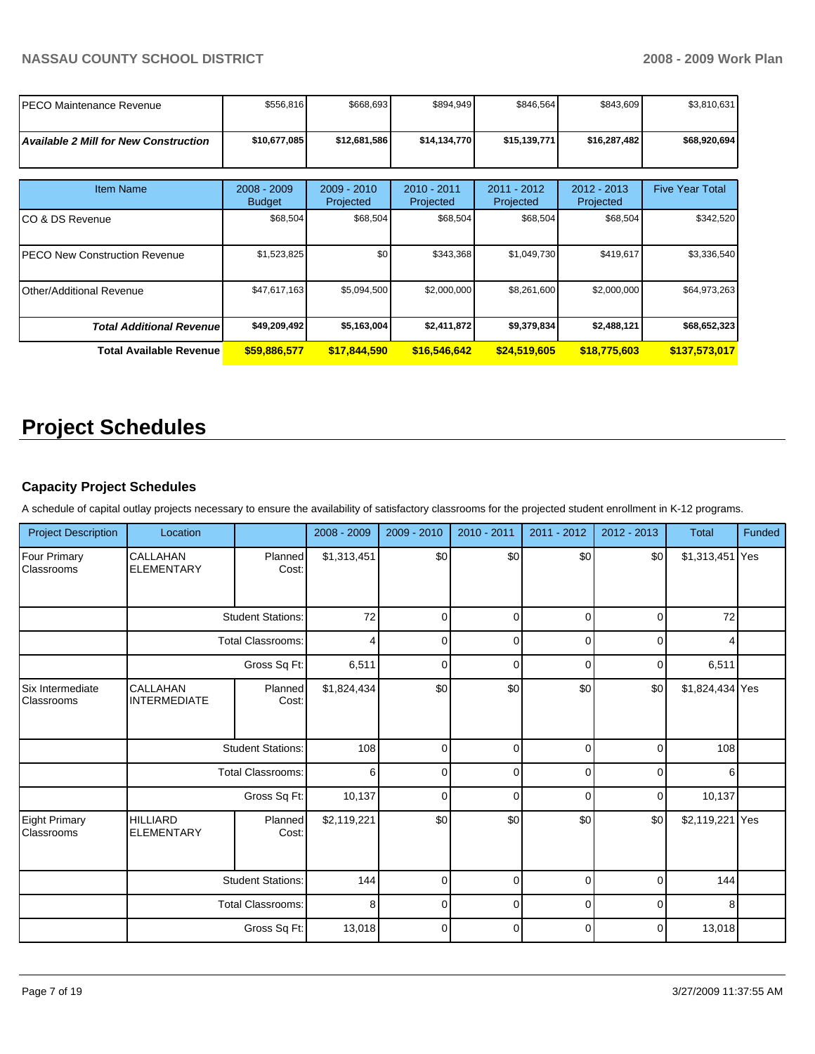| | | | | | | |
|---|---|---|---|---|---|---|
| PECO Maintenance Revenue | $556,816 | $668,693 | $894,949 | $846,564 | $843,609 | $3,810,631 |
| ***Available 2 Mill for New Construction*** | **$10,677,085** | **$12,681,586** | **$14,134,770** | **$15,139,771** | **$16,287,482** | **$68,920,694** |

| Item Name | 2008 - 2009 Budget | 2009 - 2010 Projected | 2010 - 2011 Projected | 2011 - 2012 Projected | 2012 - 2013 Projected | Five Year Total |
|---|---|---|---|---|---|---|
| CO & DS Revenue | $68,504 | $68,504 | $68,504 | $68,504 | $68,504 | $342,520 |
| PECO New Construction Revenue | $1,523,825 | $0 | $343,368 | $1,049,730 | $419,617 | $3,336,540 |
| Other/Additional Revenue | $47,617,163 | $5,094,500 | $2,000,000 | $8,261,600 | $2,000,000 | $64,973,263 |
| ***Total Additional Revenue*** | **$49,209,492** | **$5,163,004** | **$2,411,872** | **$9,379,834** | **$2,488,121** | **$68,652,323** |
| **Total Available Revenue** | **$59,886,577** | **$17,844,590** | **$16,546,642** | **$24,519,605** | **$18,775,603** | **$137,573,017** |

# Project Schedules

### Capacity Project Schedules

A schedule of capital outlay projects necessary to ensure the availability of satisfactory classrooms for the projected student enrollment in K-12 programs.

| Project Description | Location | | 2008 - 2009 | 2009 - 2010 | 2010 - 2011 | 2011 - 2012 | 2012 - 2013 | Total | Funded |
|---|---|---|---|---|---|---|---|---|---|
| Four Primary Classrooms | CALLAHAN ELEMENTARY | Planned Cost: | $1,313,451 | $0 | $0 | $0 | $0 | $1,313,451 | Yes |
| | | Student Stations: | 72 | 0 | 0 | 0 | 0 | 72 | |
| | | Total Classrooms: | 4 | 0 | 0 | 0 | 0 | 4 | |
| | | Gross Sq Ft: | 6,511 | 0 | 0 | 0 | 0 | 6,511 | |
| Six Intermediate Classrooms | CALLAHAN INTERMEDIATE | Planned Cost: | $1,824,434 | $0 | $0 | $0 | $0 | $1,824,434 | Yes |
| | | Student Stations: | 108 | 0 | 0 | 0 | 0 | 108 | |
| | | Total Classrooms: | 6 | 0 | 0 | 0 | 0 | 6 | |
| | | Gross Sq Ft: | 10,137 | 0 | 0 | 0 | 0 | 10,137 | |
| Eight Primary Classrooms | HILLIARD ELEMENTARY | Planned Cost: | $2,119,221 | $0 | $0 | $0 | $0 | $2,119,221 | Yes |
| | | Student Stations: | 144 | 0 | 0 | 0 | 0 | 144 | |
| | | Total Classrooms: | 8 | 0 | 0 | 0 | 0 | 8 | |
| | | Gross Sq Ft: | 13,018 | 0 | 0 | 0 | 0 | 13,018 | |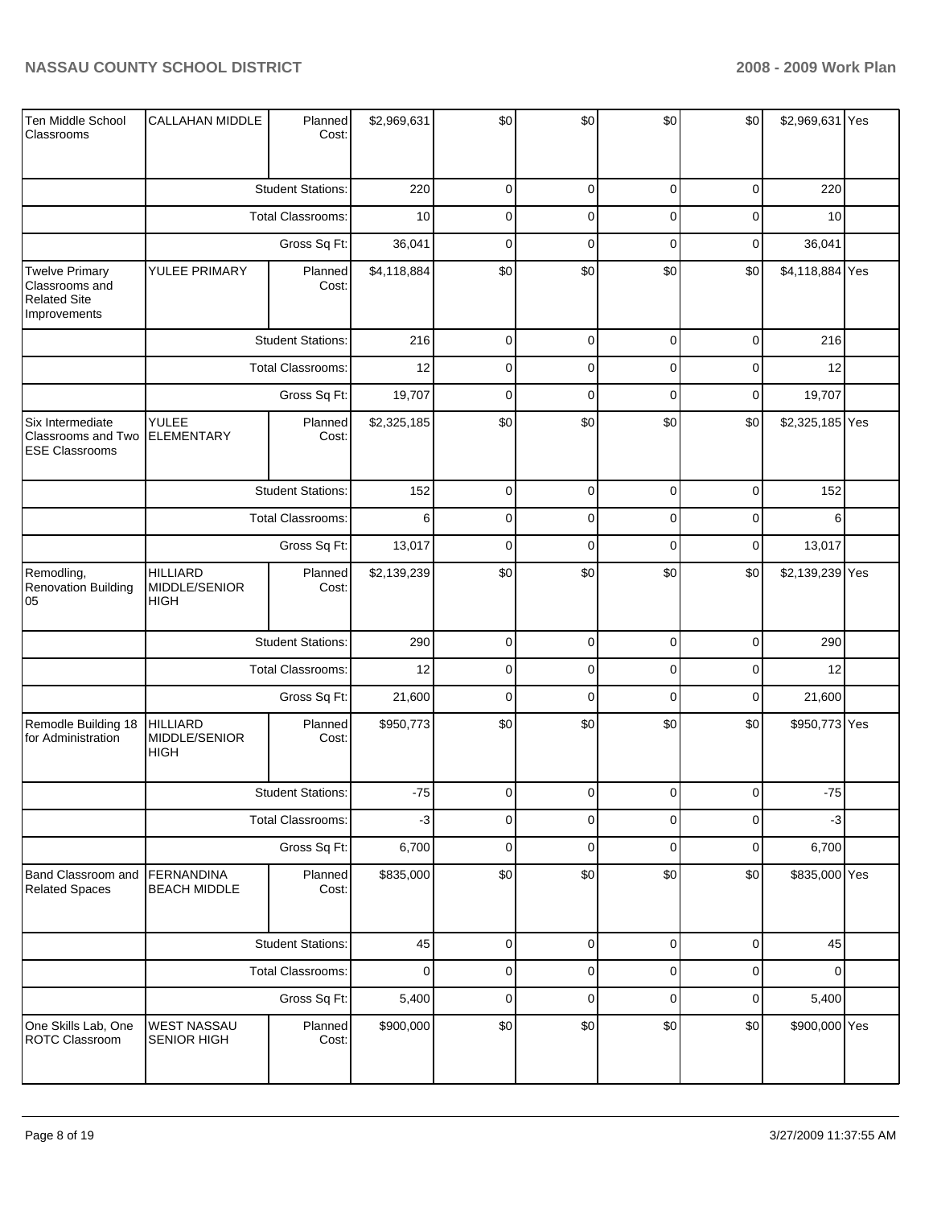| | | | | | | | | | |
|---|---|---|---|---|---|---|---|---|---|
| Ten Middle School Classrooms | CALLAHAN MIDDLE | Planned Cost: | $2,969,631 | $0 | $0 | $0 | $0 | $2,969,631 | Yes |
| | | Student Stations: | 220 | 0 | 0 | 0 | 0 | 220 | |
| | | Total Classrooms: | 10 | 0 | 0 | 0 | 0 | 10 | |
| | | Gross Sq Ft: | 36,041 | 0 | 0 | 0 | 0 | 36,041 | |
| Twelve Primary Classrooms and Related Site Improvements | YULEE PRIMARY | Planned Cost: | $4,118,884 | $0 | $0 | $0 | $0 | $4,118,884 | Yes |
| | | Student Stations: | 216 | 0 | 0 | 0 | 0 | 216 | |
| | | Total Classrooms: | 12 | 0 | 0 | 0 | 0 | 12 | |
| | | Gross Sq Ft: | 19,707 | 0 | 0 | 0 | 0 | 19,707 | |
| Six Intermediate Classrooms and Two ESE Classrooms | YULEE ELEMENTARY | Planned Cost: | $2,325,185 | $0 | $0 | $0 | $0 | $2,325,185 | Yes |
| | | Student Stations: | 152 | 0 | 0 | 0 | 0 | 152 | |
| | | Total Classrooms: | 6 | 0 | 0 | 0 | 0 | 6 | |
| | | Gross Sq Ft: | 13,017 | 0 | 0 | 0 | 0 | 13,017 | |
| Remodling, Renovation Building 05 | HILLIARD MIDDLE/SENIOR HIGH | Planned Cost: | $2,139,239 | $0 | $0 | $0 | $0 | $2,139,239 | Yes |
| | | Student Stations: | 290 | 0 | 0 | 0 | 0 | 290 | |
| | | Total Classrooms: | 12 | 0 | 0 | 0 | 0 | 12 | |
| | | Gross Sq Ft: | 21,600 | 0 | 0 | 0 | 0 | 21,600 | |
| Remodle Building 18 for Administration | HILLIARD MIDDLE/SENIOR HIGH | Planned Cost: | $950,773 | $0 | $0 | $0 | $0 | $950,773 | Yes |
| | | Student Stations: | -75 | 0 | 0 | 0 | 0 | -75 | |
| | | Total Classrooms: | -3 | 0 | 0 | 0 | 0 | -3 | |
| | | Gross Sq Ft: | 6,700 | 0 | 0 | 0 | 0 | 6,700 | |
| Band Classroom and Related Spaces | FERNANDINA BEACH MIDDLE | Planned Cost: | $835,000 | $0 | $0 | $0 | $0 | $835,000 | Yes |
| | | Student Stations: | 45 | 0 | 0 | 0 | 0 | 45 | |
| | | Total Classrooms: | 0 | 0 | 0 | 0 | 0 | 0 | |
| | | Gross Sq Ft: | 5,400 | 0 | 0 | 0 | 0 | 5,400 | |
| One Skills Lab, One ROTC Classroom | WEST NASSAU SENIOR HIGH | Planned Cost: | $900,000 | $0 | $0 | $0 | $0 | $900,000 | Yes |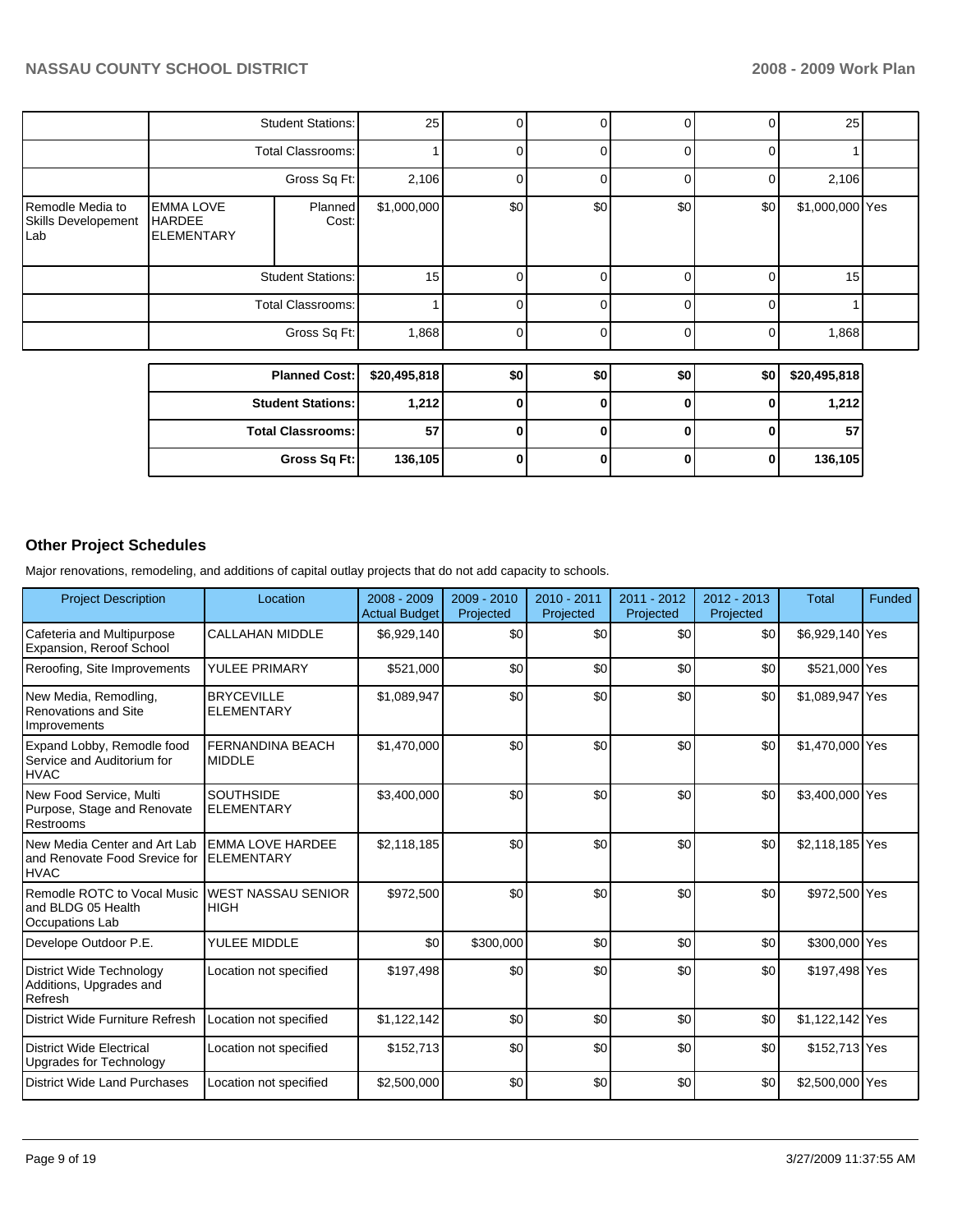| | | | | | | | | | |
|---|---|---|---|---|---|---|---|---|---|
| | Student Stations: | | 25 | 0 | 0 | 0 | 0 | 25 | |
| | Total Classrooms: | | 1 | 0 | 0 | 0 | 0 | 1 | |
| | Gross Sq Ft: | | 2,106 | 0 | 0 | 0 | 0 | 2,106 | |
| Remodle Media to Skills Developement Lab | EMMA LOVE HARDEE ELEMENTARY | Planned Cost: | $1,000,000 | $0 | $0 | $0 | $0 | $1,000,000 | Yes |
| | Student Stations: | | 15 | 0 | 0 | 0 | 0 | 15 | |
| | Total Classrooms: | | 1 | 0 | 0 | 0 | 0 | 1 | |
| | Gross Sq Ft: | | 1,868 | 0 | 0 | 0 | 0 | 1,868 | |

| | | | | | | |
|---|---|---|---|---|---|---|
| **Planned Cost:** | **$20,495,818** | **$0** | **$0** | **$0** | **$0** | **$20,495,818** |
| **Student Stations:** | **1,212** | **0** | **0** | **0** | **0** | **1,212** |
| **Total Classrooms:** | **57** | **0** | **0** | **0** | **0** | **57** |
| **Gross Sq Ft:** | **136,105** | **0** | **0** | **0** | **0** | **136,105** |

## Other Project Schedules

Major renovations, remodeling, and additions of capital outlay projects that do not add capacity to schools.

| Project Description | Location | 2008 - 2009 Actual Budget | 2009 - 2010 Projected | 2010 - 2011 Projected | 2011 - 2012 Projected | 2012 - 2013 Projected | Total | Funded |
|---|---|---|---|---|---|---|---|---|
| Cafeteria and Multipurpose Expansion, Reroof School | CALLAHAN MIDDLE | $6,929,140 | $0 | $0 | $0 | $0 | $6,929,140 | Yes |
| Reroofing, Site Improvements | YULEE PRIMARY | $521,000 | $0 | $0 | $0 | $0 | $521,000 | Yes |
| New Media, Remodling, Renovations and Site Improvements | BRYCEVILLE ELEMENTARY | $1,089,947 | $0 | $0 | $0 | $0 | $1,089,947 | Yes |
| Expand Lobby, Remodle food Service and Auditorium for HVAC | FERNANDINA BEACH MIDDLE | $1,470,000 | $0 | $0 | $0 | $0 | $1,470,000 | Yes |
| New Food Service, Multi Purpose, Stage and Renovate Restrooms | SOUTHSIDE ELEMENTARY | $3,400,000 | $0 | $0 | $0 | $0 | $3,400,000 | Yes |
| New Media Center and Art Lab and Renovate Food Srevice for HVAC | EMMA LOVE HARDEE ELEMENTARY | $2,118,185 | $0 | $0 | $0 | $0 | $2,118,185 | Yes |
| Remodle ROTC to Vocal Music and BLDG 05 Health Occupations Lab | WEST NASSAU SENIOR HIGH | $972,500 | $0 | $0 | $0 | $0 | $972,500 | Yes |
| Develope Outdoor P.E. | YULEE MIDDLE | $0 | $300,000 | $0 | $0 | $0 | $300,000 | Yes |
| District Wide Technology Additions, Upgrades and Refresh | Location not specified | $197,498 | $0 | $0 | $0 | $0 | $197,498 | Yes |
| District Wide Furniture Refresh | Location not specified | $1,122,142 | $0 | $0 | $0 | $0 | $1,122,142 | Yes |
| District Wide Electrical Upgrades for Technology | Location not specified | $152,713 | $0 | $0 | $0 | $0 | $152,713 | Yes |
| District Wide Land Purchases | Location not specified | $2,500,000 | $0 | $0 | $0 | $0 | $2,500,000 | Yes |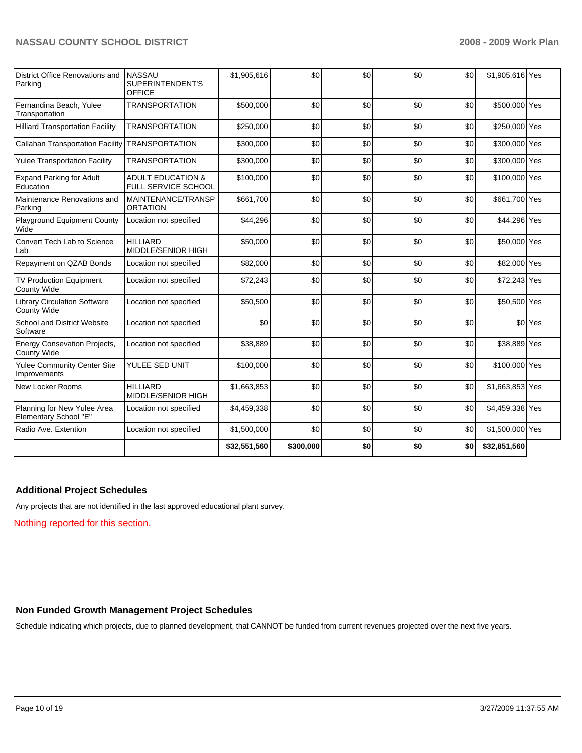| | | | | | | | | |
|---|---|---|---|---|---|---|---|---|
| District Office Renovations and Parking | NASSAU SUPERINTENDENT'S OFFICE | $1,905,616 | $0 | $0 | $0 | $0 | $1,905,616 | Yes |
| Fernandina Beach, Yulee Transportation | TRANSPORTATION | $500,000 | $0 | $0 | $0 | $0 | $500,000 | Yes |
| Hilliard Transportation Facility | TRANSPORTATION | $250,000 | $0 | $0 | $0 | $0 | $250,000 | Yes |
| Callahan Transportation Facility | TRANSPORTATION | $300,000 | $0 | $0 | $0 | $0 | $300,000 | Yes |
| Yulee Transportation Facility | TRANSPORTATION | $300,000 | $0 | $0 | $0 | $0 | $300,000 | Yes |
| Expand Parking for Adult Education | ADULT EDUCATION & FULL SERVICE SCHOOL | $100,000 | $0 | $0 | $0 | $0 | $100,000 | Yes |
| Maintenance Renovations and Parking | MAINTENANCE/TRANSPORTATION | $661,700 | $0 | $0 | $0 | $0 | $661,700 | Yes |
| Playground Equipment County Wide | Location not specified | $44,296 | $0 | $0 | $0 | $0 | $44,296 | Yes |
| Convert Tech Lab to Science Lab | HILLIARD MIDDLE/SENIOR HIGH | $50,000 | $0 | $0 | $0 | $0 | $50,000 | Yes |
| Repayment on QZAB Bonds | Location not specified | $82,000 | $0 | $0 | $0 | $0 | $82,000 | Yes |
| TV Production Equipment County Wide | Location not specified | $72,243 | $0 | $0 | $0 | $0 | $72,243 | Yes |
| Library Circulation Software County Wide | Location not specified | $50,500 | $0 | $0 | $0 | $0 | $50,500 | Yes |
| School and District Website Software | Location not specified | $0 | $0 | $0 | $0 | $0 | $0 | Yes |
| Energy Consevation Projects, County Wide | Location not specified | $38,889 | $0 | $0 | $0 | $0 | $38,889 | Yes |
| Yulee Community Center Site Improvements | YULEE SED UNIT | $100,000 | $0 | $0 | $0 | $0 | $100,000 | Yes |
| New Locker Rooms | HILLIARD MIDDLE/SENIOR HIGH | $1,663,853 | $0 | $0 | $0 | $0 | $1,663,853 | Yes |
| Planning for New Yulee Area Elementary School "E" | Location not specified | $4,459,338 | $0 | $0 | $0 | $0 | $4,459,338 | Yes |
| Radio Ave. Extention | Location not specified | $1,500,000 | $0 | $0 | $0 | $0 | $1,500,000 | Yes |
| | | **$32,551,560** | **$300,000** | **$0** | **$0** | **$0** | **$32,851,560** | |

## Additional Project Schedules

Any projects that are not identified in the last approved educational plant survey.

Nothing reported for this section.

## Non Funded Growth Management Project Schedules

Schedule indicating which projects, due to planned development, that CANNOT be funded from current revenues projected over the next five years.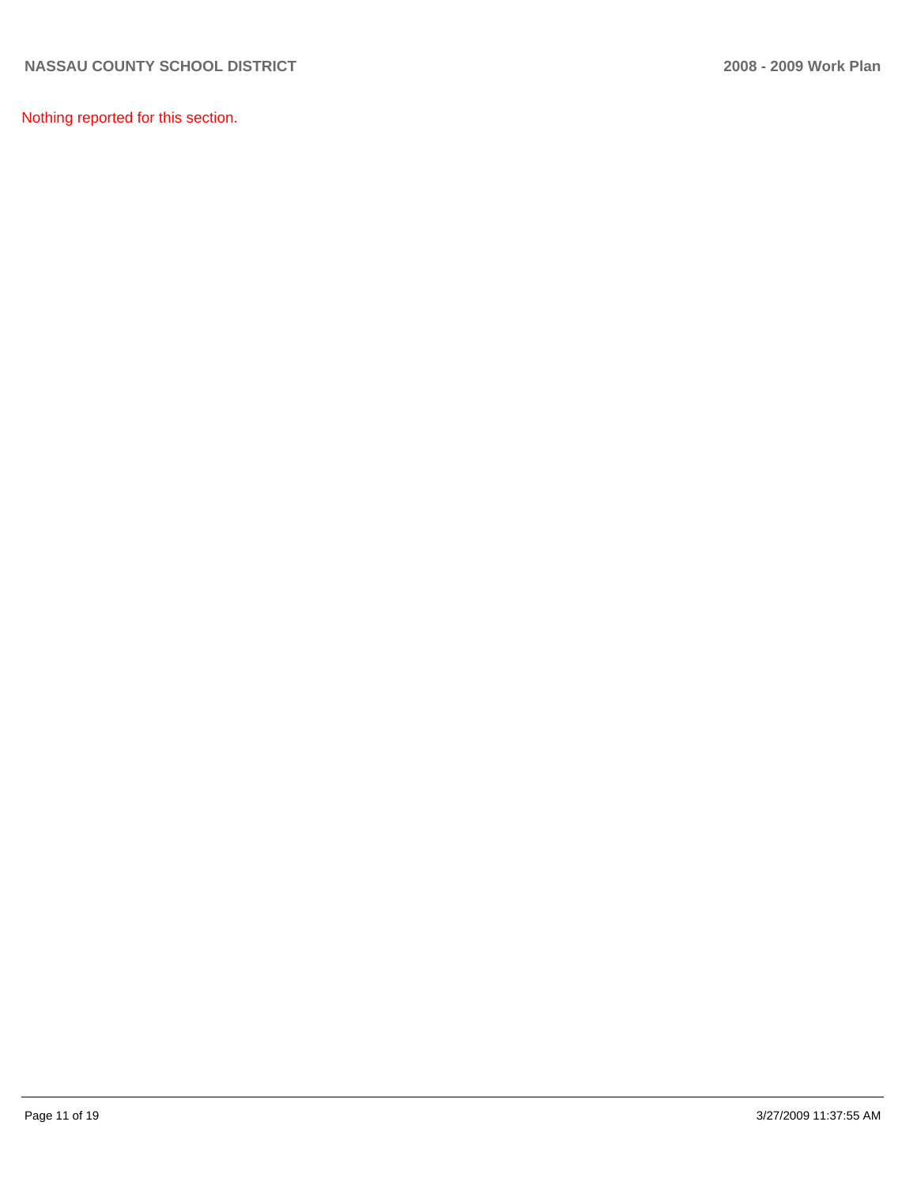Nothing reported for this section.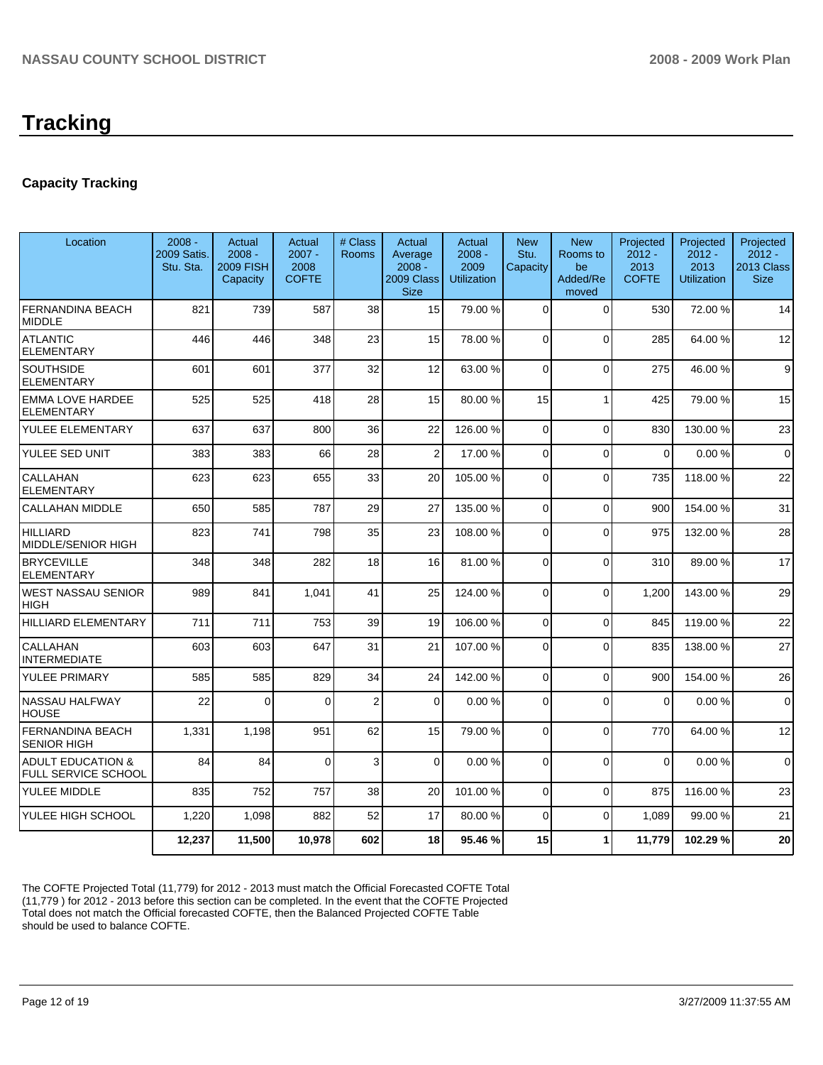# Tracking

## Capacity Tracking

| Location | 2008 - 2009 Satis. Stu. Sta. | Actual 2008 - 2009 FISH Capacity | Actual 2007 - 2008 COFTE | # Class Rooms | Actual Average 2008 - 2009 Class Size | Actual 2008 - 2009 Utilization | New Stu. Capacity | New Rooms to be Added/Removed | Projected 2012 - 2013 COFTE | Projected 2012 - 2013 Utilization | Projected 2012 - 2013 Class Size |
|---|---|---|---|---|---|---|---|---|---|---|---|
| FERNANDINA BEACH MIDDLE | 821 | 739 | 587 | 38 | 15 | 79.00 % | 0 | 0 | 530 | 72.00 % | 14 |
| ATLANTIC ELEMENTARY | 446 | 446 | 348 | 23 | 15 | 78.00 % | 0 | 0 | 285 | 64.00 % | 12 |
| SOUTHSIDE ELEMENTARY | 601 | 601 | 377 | 32 | 12 | 63.00 % | 0 | 0 | 275 | 46.00 % | 9 |
| EMMA LOVE HARDEE ELEMENTARY | 525 | 525 | 418 | 28 | 15 | 80.00 % | 15 | 1 | 425 | 79.00 % | 15 |
| YULEE ELEMENTARY | 637 | 637 | 800 | 36 | 22 | 126.00 % | 0 | 0 | 830 | 130.00 % | 23 |
| YULEE SED UNIT | 383 | 383 | 66 | 28 | 2 | 17.00 % | 0 | 0 | 0 | 0.00 % | 0 |
| CALLAHAN ELEMENTARY | 623 | 623 | 655 | 33 | 20 | 105.00 % | 0 | 0 | 735 | 118.00 % | 22 |
| CALLAHAN MIDDLE | 650 | 585 | 787 | 29 | 27 | 135.00 % | 0 | 0 | 900 | 154.00 % | 31 |
| HILLIARD MIDDLE/SENIOR HIGH | 823 | 741 | 798 | 35 | 23 | 108.00 % | 0 | 0 | 975 | 132.00 % | 28 |
| BRYCEVILLE ELEMENTARY | 348 | 348 | 282 | 18 | 16 | 81.00 % | 0 | 0 | 310 | 89.00 % | 17 |
| WEST NASSAU SENIOR HIGH | 989 | 841 | 1,041 | 41 | 25 | 124.00 % | 0 | 0 | 1,200 | 143.00 % | 29 |
| HILLIARD ELEMENTARY | 711 | 711 | 753 | 39 | 19 | 106.00 % | 0 | 0 | 845 | 119.00 % | 22 |
| CALLAHAN INTERMEDIATE | 603 | 603 | 647 | 31 | 21 | 107.00 % | 0 | 0 | 835 | 138.00 % | 27 |
| YULEE PRIMARY | 585 | 585 | 829 | 34 | 24 | 142.00 % | 0 | 0 | 900 | 154.00 % | 26 |
| NASSAU HALFWAY HOUSE | 22 | 0 | 0 | 2 | 0 | 0.00 % | 0 | 0 | 0 | 0.00 % | 0 |
| FERNANDINA BEACH SENIOR HIGH | 1,331 | 1,198 | 951 | 62 | 15 | 79.00 % | 0 | 0 | 770 | 64.00 % | 12 |
| ADULT EDUCATION & FULL SERVICE SCHOOL | 84 | 84 | 0 | 3 | 0 | 0.00 % | 0 | 0 | 0 | 0.00 % | 0 |
| YULEE MIDDLE | 835 | 752 | 757 | 38 | 20 | 101.00 % | 0 | 0 | 875 | 116.00 % | 23 |
| YULEE HIGH SCHOOL | 1,220 | 1,098 | 882 | 52 | 17 | 80.00 % | 0 | 0 | 1,089 | 99.00 % | 21 |
| | **12,237** | **11,500** | **10,978** | **602** | **18** | **95.46 %** | **15** | **1** | **11,779** | **102.29 %** | **20** |

The COFTE Projected Total (11,779) for 2012 - 2013 must match the Official Forecasted COFTE Total (11,779 ) for 2012 - 2013 before this section can be completed. In the event that the COFTE Projected Total does not match the Official forecasted COFTE, then the Balanced Projected COFTE Table should be used to balance COFTE.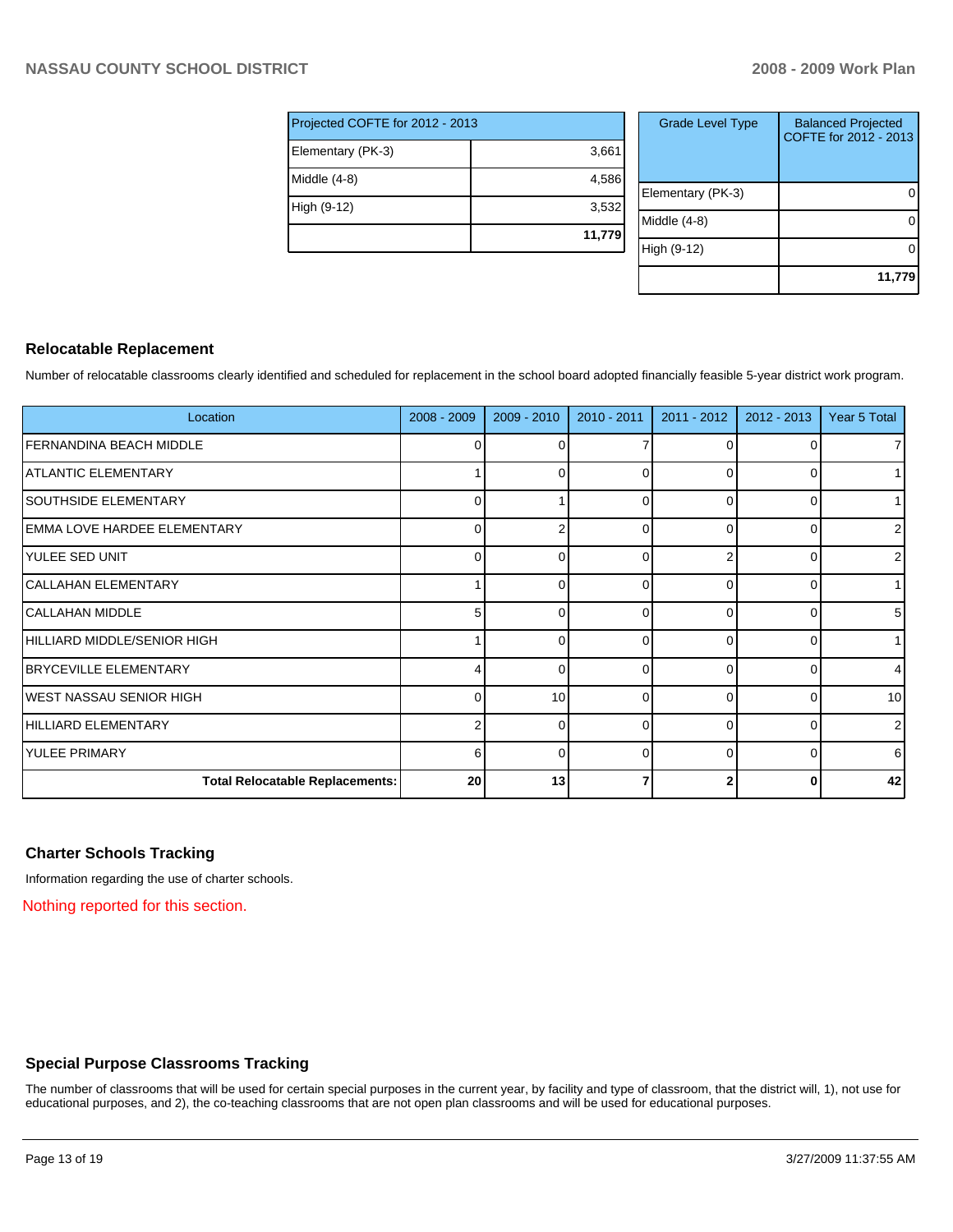| Projected COFTE for 2012 - 2013 | |
|---|---|
| Elementary (PK-3) | 3,661 |
| Middle (4-8) | 4,586 |
| High (9-12) | 3,532 |
| | **11,779** |

| Grade Level Type | Balanced Projected COFTE for 2012 - 2013 |
|---|---|
| Elementary (PK-3) | 0 |
| Middle (4-8) | 0 |
| High (9-12) | 0 |
| | **11,779** |

## Relocatable Replacement

Number of relocatable classrooms clearly identified and scheduled for replacement in the school board adopted financially feasible 5-year district work program.

| Location | 2008 - 2009 | 2009 - 2010 | 2010 - 2011 | 2011 - 2012 | 2012 - 2013 | Year 5 Total |
|---|---|---|---|---|---|---|
| FERNANDINA BEACH MIDDLE | 0 | 0 | 7 | 0 | 0 | 7 |
| ATLANTIC ELEMENTARY | 1 | 0 | 0 | 0 | 0 | 1 |
| SOUTHSIDE ELEMENTARY | 0 | 1 | 0 | 0 | 0 | 1 |
| EMMA LOVE HARDEE ELEMENTARY | 0 | 2 | 0 | 0 | 0 | 2 |
| YULEE SED UNIT | 0 | 0 | 0 | 2 | 0 | 2 |
| CALLAHAN ELEMENTARY | 1 | 0 | 0 | 0 | 0 | 1 |
| CALLAHAN MIDDLE | 5 | 0 | 0 | 0 | 0 | 5 |
| HILLIARD MIDDLE/SENIOR HIGH | 1 | 0 | 0 | 0 | 0 | 1 |
| BRYCEVILLE ELEMENTARY | 4 | 0 | 0 | 0 | 0 | 4 |
| WEST NASSAU SENIOR HIGH | 0 | 10 | 0 | 0 | 0 | 10 |
| HILLIARD ELEMENTARY | 2 | 0 | 0 | 0 | 0 | 2 |
| YULEE PRIMARY | 6 | 0 | 0 | 0 | 0 | 6 |
| **Total Relocatable Replacements:** | **20** | **13** | **7** | **2** | **0** | **42** |

## Charter Schools Tracking

Information regarding the use of charter schools.

Nothing reported for this section.

## Special Purpose Classrooms Tracking

The number of classrooms that will be used for certain special purposes in the current year, by facility and type of classroom, that the district will, 1), not use for educational purposes, and 2), the co-teaching classrooms that are not open plan classrooms and will be used for educational purposes.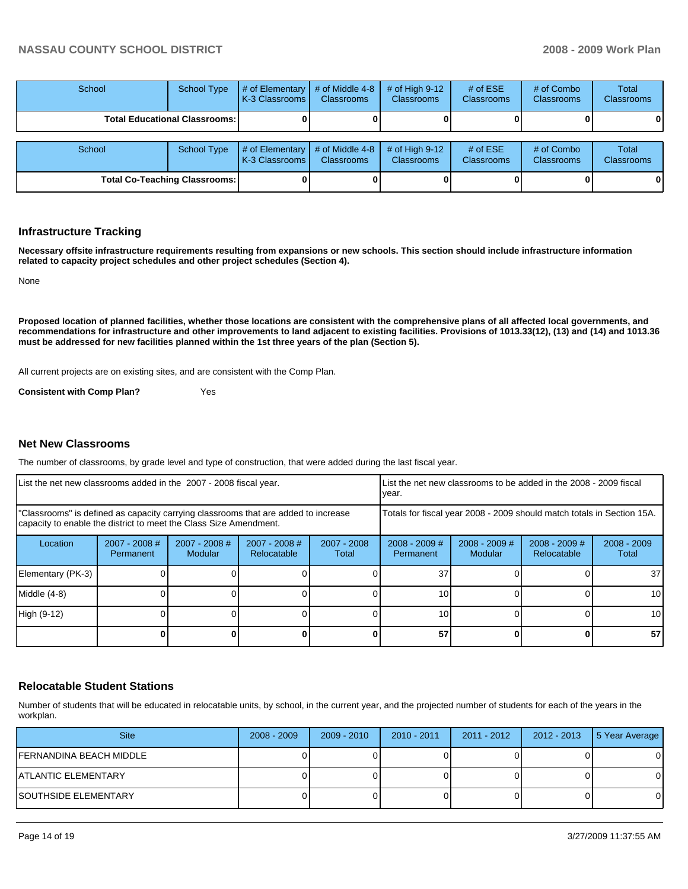| School | School Type | # of Elementary K-3 Classrooms | # of Middle 4-8 Classrooms | # of High 9-12 Classrooms | # of ESE Classrooms | # of Combo Classrooms | Total Classrooms |
|---|---|---|---|---|---|---|---|
| **Total Educational Classrooms:** | | **0** | **0** | **0** | **0** | **0** | **0** |

| School | School Type | # of Elementary K-3 Classrooms | # of Middle 4-8 Classrooms | # of High 9-12 Classrooms | # of ESE Classrooms | # of Combo Classrooms | Total Classrooms |
|---|---|---|---|---|---|---|---|
| **Total Co-Teaching Classrooms:** | | **0** | **0** | **0** | **0** | **0** | **0** |

## Infrastructure Tracking

**Necessary offsite infrastructure requirements resulting from expansions or new schools. This section should include infrastructure information related to capacity project schedules and other project schedules (Section 4).**

None

**Proposed location of planned facilities, whether those locations are consistent with the comprehensive plans of all affected local governments, and recommendations for infrastructure and other improvements to land adjacent to existing facilities. Provisions of 1013.33(12), (13) and (14) and 1013.36 must be addressed for new facilities planned within the 1st three years of the plan (Section 5).**

All current projects are on existing sites, and are consistent with the Comp Plan.

**Consistent with Comp Plan?** Yes

## Net New Classrooms

The number of classrooms, by grade level and type of construction, that were added during the last fiscal year.

| List the net new classrooms added in the 2007 - 2008 fiscal year. | | | | | List the net new classrooms to be added in the 2008 - 2009 fiscal year. | | | |
|---|---|---|---|---|---|---|---|---|
| "Classrooms" is defined as capacity carrying classrooms that are added to increase capacity to enable the district to meet the Class Size Amendment. | | | | | Totals for fiscal year 2008 - 2009 should match totals in Section 15A. | | | |
| Location | 2007 - 2008 # Permanent | 2007 - 2008 # Modular | 2007 - 2008 # Relocatable | 2007 - 2008 Total | 2008 - 2009 # Permanent | 2008 - 2009 # Modular | 2008 - 2009 # Relocatable | 2008 - 2009 Total |
| Elementary (PK-3) | 0 | 0 | 0 | 0 | 37 | 0 | 0 | 37 |
| Middle (4-8) | 0 | 0 | 0 | 0 | 10 | 0 | 0 | 10 |
| High (9-12) | 0 | 0 | 0 | 0 | 10 | 0 | 0 | 10 |
| | **0** | **0** | **0** | **0** | **57** | **0** | **0** | **57** |

## Relocatable Student Stations

Number of students that will be educated in relocatable units, by school, in the current year, and the projected number of students for each of the years in the workplan.

| Site | 2008 - 2009 | 2009 - 2010 | 2010 - 2011 | 2011 - 2012 | 2012 - 2013 | 5 Year Average |
|---|---|---|---|---|---|---|
| FERNANDINA BEACH MIDDLE | 0 | 0 | 0 | 0 | 0 | 0 |
| ATLANTIC ELEMENTARY | 0 | 0 | 0 | 0 | 0 | 0 |
| SOUTHSIDE ELEMENTARY | 0 | 0 | 0 | 0 | 0 | 0 |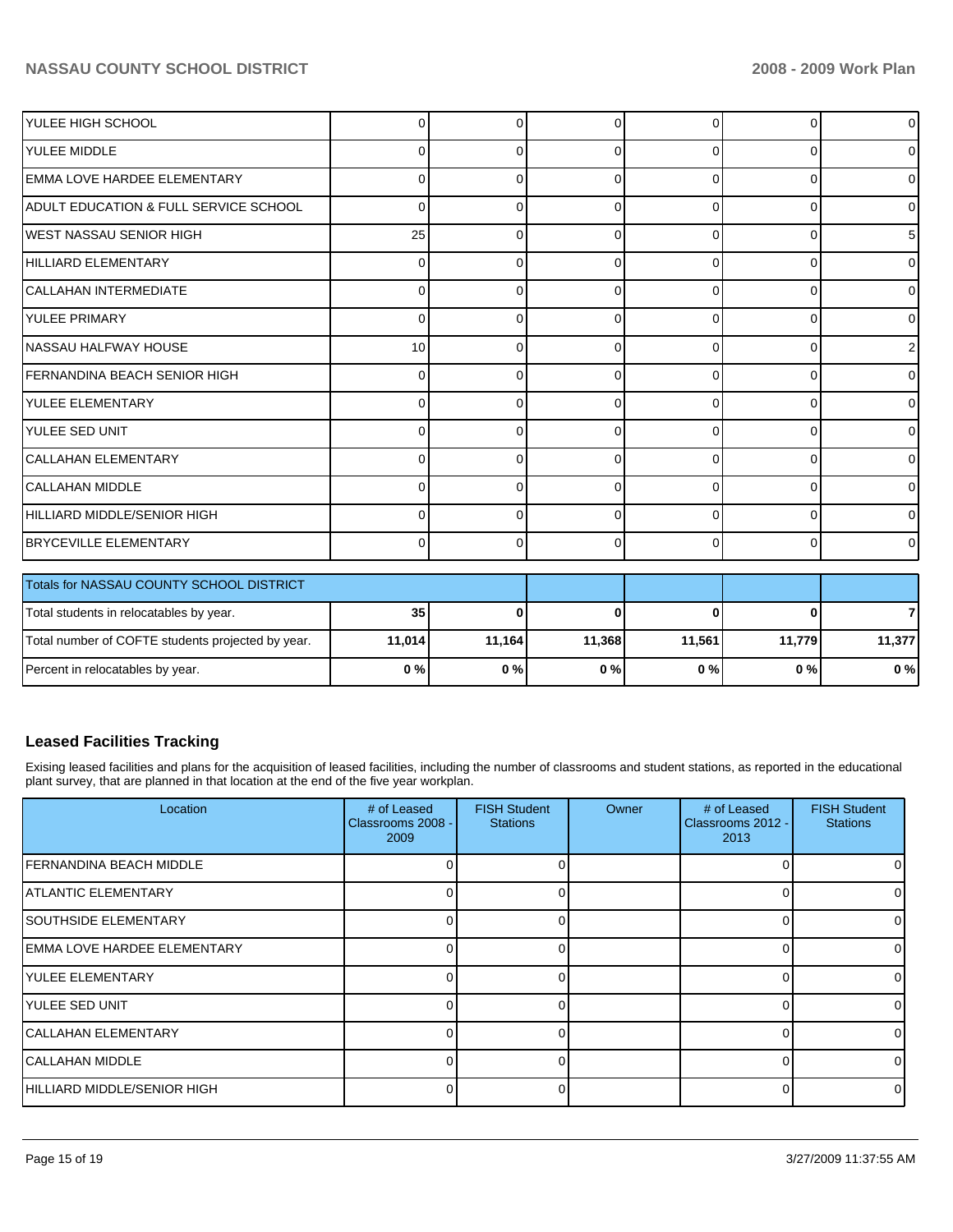| | | | | | | |
|---|---|---|---|---|---|---|
| YULEE HIGH SCHOOL | 0 | 0 | 0 | 0 | 0 | 0 |
| YULEE MIDDLE | 0 | 0 | 0 | 0 | 0 | 0 |
| EMMA LOVE HARDEE ELEMENTARY | 0 | 0 | 0 | 0 | 0 | 0 |
| ADULT EDUCATION & FULL SERVICE SCHOOL | 0 | 0 | 0 | 0 | 0 | 0 |
| WEST NASSAU SENIOR HIGH | 25 | 0 | 0 | 0 | 0 | 5 |
| HILLIARD ELEMENTARY | 0 | 0 | 0 | 0 | 0 | 0 |
| CALLAHAN INTERMEDIATE | 0 | 0 | 0 | 0 | 0 | 0 |
| YULEE PRIMARY | 0 | 0 | 0 | 0 | 0 | 0 |
| NASSAU HALFWAY HOUSE | 10 | 0 | 0 | 0 | 0 | 2 |
| FERNANDINA BEACH SENIOR HIGH | 0 | 0 | 0 | 0 | 0 | 0 |
| YULEE ELEMENTARY | 0 | 0 | 0 | 0 | 0 | 0 |
| YULEE SED UNIT | 0 | 0 | 0 | 0 | 0 | 0 |
| CALLAHAN ELEMENTARY | 0 | 0 | 0 | 0 | 0 | 0 |
| CALLAHAN MIDDLE | 0 | 0 | 0 | 0 | 0 | 0 |
| HILLIARD MIDDLE/SENIOR HIGH | 0 | 0 | 0 | 0 | 0 | 0 |
| BRYCEVILLE ELEMENTARY | 0 | 0 | 0 | 0 | 0 | 0 |

| Totals for NASSAU COUNTY SCHOOL DISTRICT | | | | | | |
|---|---|---|---|---|---|---|
| Total students in relocatables by year. | **35** | **0** | **0** | **0** | **0** | **7** |
| Total number of COFTE students projected by year. | **11,014** | **11,164** | **11,368** | **11,561** | **11,779** | **11,377** |
| Percent in relocatables by year. | **0 %** | **0 %** | **0 %** | **0 %** | **0 %** | **0 %** |

## Leased Facilities Tracking

Exising leased facilities and plans for the acquisition of leased facilities, including the number of classrooms and student stations, as reported in the educational plant survey, that are planned in that location at the end of the five year workplan.

| Location | # of Leased Classrooms 2008 - 2009 | FISH Student Stations | Owner | # of Leased Classrooms 2012 - 2013 | FISH Student Stations |
|---|---|---|---|---|---|
| FERNANDINA BEACH MIDDLE | 0 | 0 | | 0 | 0 |
| ATLANTIC ELEMENTARY | 0 | 0 | | 0 | 0 |
| SOUTHSIDE ELEMENTARY | 0 | 0 | | 0 | 0 |
| EMMA LOVE HARDEE ELEMENTARY | 0 | 0 | | 0 | 0 |
| YULEE ELEMENTARY | 0 | 0 | | 0 | 0 |
| YULEE SED UNIT | 0 | 0 | | 0 | 0 |
| CALLAHAN ELEMENTARY | 0 | 0 | | 0 | 0 |
| CALLAHAN MIDDLE | 0 | 0 | | 0 | 0 |
| HILLIARD MIDDLE/SENIOR HIGH | 0 | 0 | | 0 | 0 |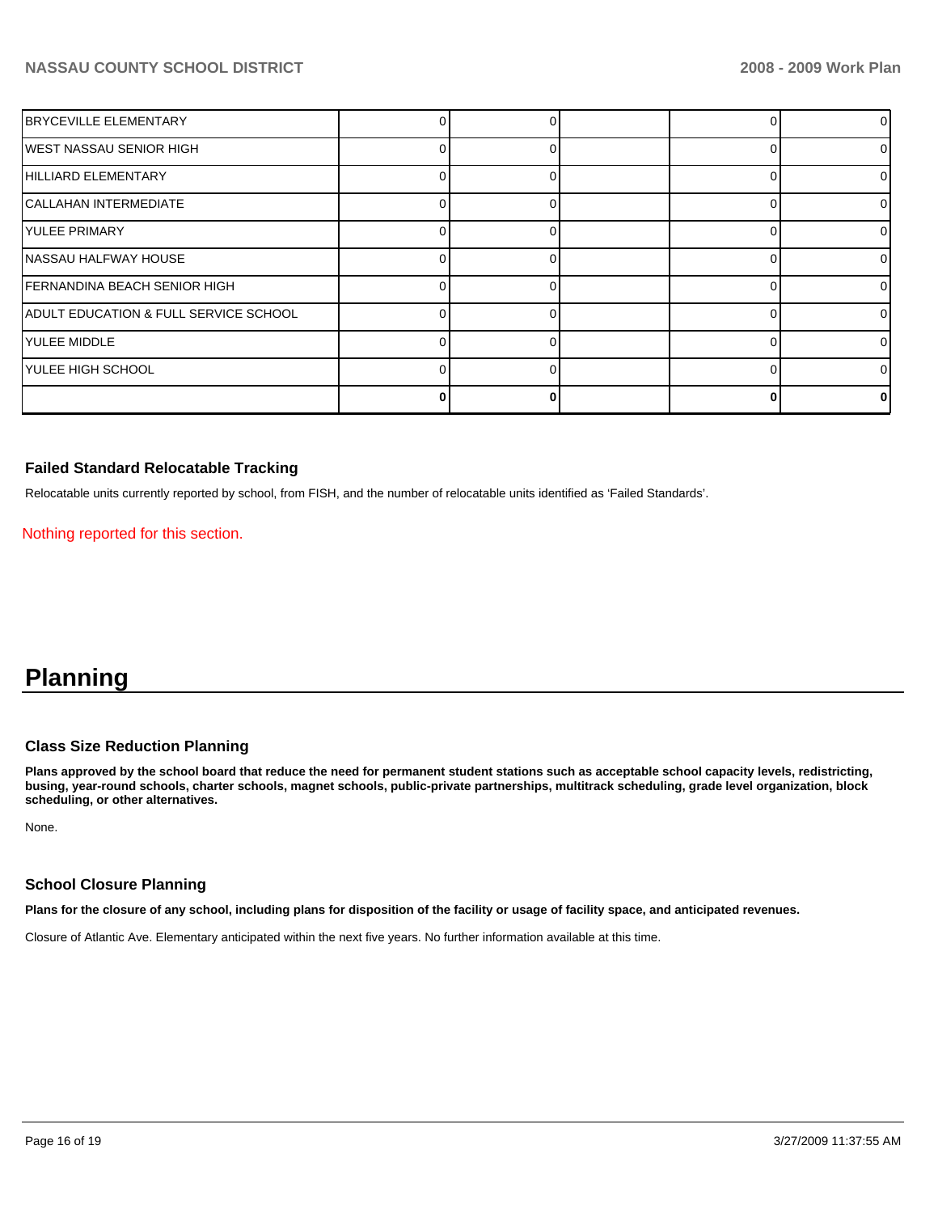| | | | | | |
|---|---|---|---|---|---|
| BRYCEVILLE ELEMENTARY | 0 | 0 | | 0 | 0 |
| WEST NASSAU SENIOR HIGH | 0 | 0 | | 0 | 0 |
| HILLIARD ELEMENTARY | 0 | 0 | | 0 | 0 |
| CALLAHAN INTERMEDIATE | 0 | 0 | | 0 | 0 |
| YULEE PRIMARY | 0 | 0 | | 0 | 0 |
| NASSAU HALFWAY HOUSE | 0 | 0 | | 0 | 0 |
| FERNANDINA BEACH SENIOR HIGH | 0 | 0 | | 0 | 0 |
| ADULT EDUCATION & FULL SERVICE SCHOOL | 0 | 0 | | 0 | 0 |
| YULEE MIDDLE | 0 | 0 | | 0 | 0 |
| YULEE HIGH SCHOOL | 0 | 0 | | 0 | 0 |
| | **0** | **0** | | **0** | **0** |

### Failed Standard Relocatable Tracking

Relocatable units currently reported by school, from FISH, and the number of relocatable units identified as 'Failed Standards'.

Nothing reported for this section.

# Planning

### Class Size Reduction Planning

**Plans approved by the school board that reduce the need for permanent student stations such as acceptable school capacity levels, redistricting, busing, year-round schools, charter schools, magnet schools, public-private partnerships, multitrack scheduling, grade level organization, block scheduling, or other alternatives.**

None.

### School Closure Planning

**Plans for the closure of any school, including plans for disposition of the facility or usage of facility space, and anticipated revenues.**

Closure of Atlantic Ave. Elementary anticipated within the next five years. No further information available at this time.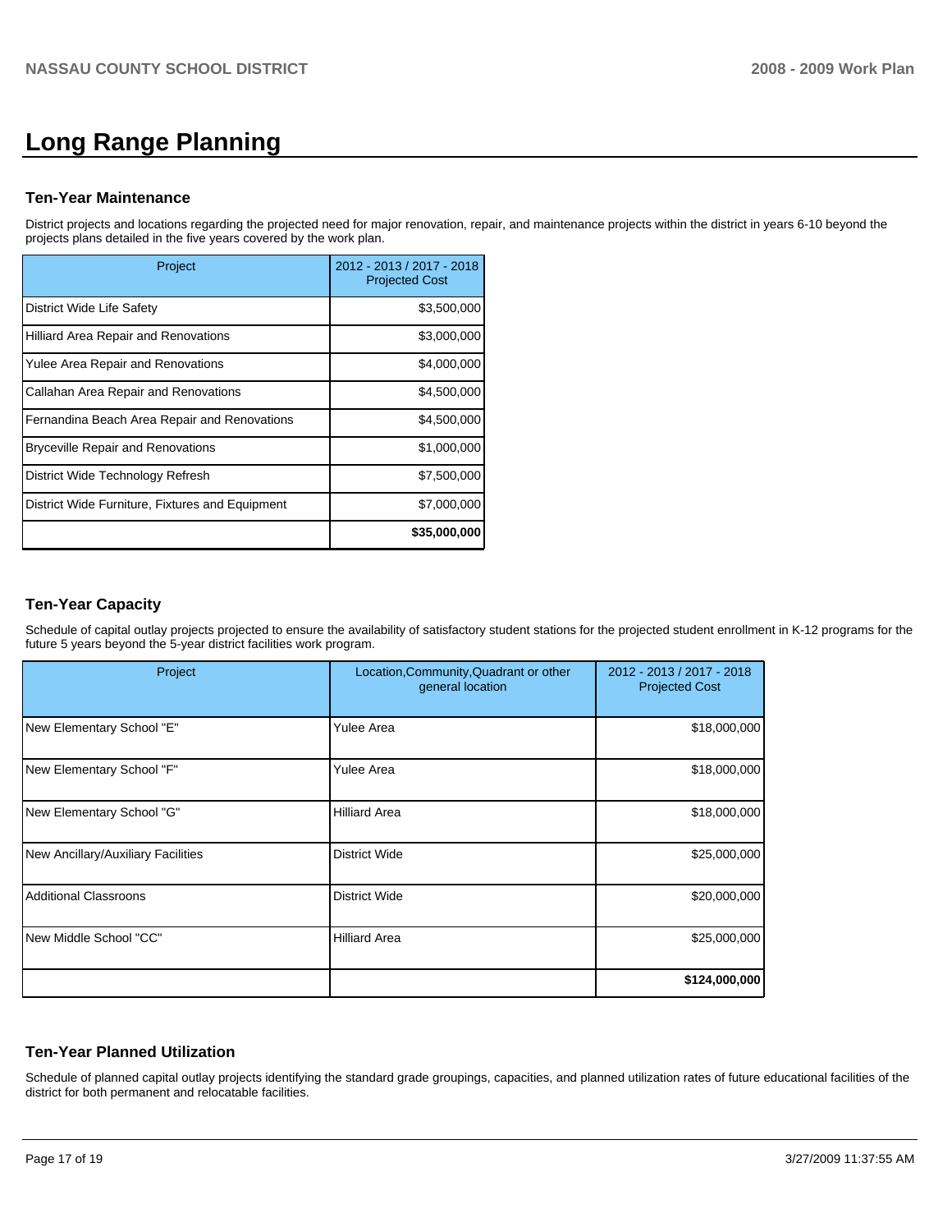# Long Range Planning

## Ten-Year Maintenance

District projects and locations regarding the projected need for major renovation, repair, and maintenance projects within the district in years 6-10 beyond the projects plans detailed in the five years covered by the work plan.

| Project | 2012 - 2013 / 2017 - 2018 Projected Cost |
|---|---|
| District Wide Life Safety | $3,500,000 |
| Hilliard Area Repair and Renovations | $3,000,000 |
| Yulee Area Repair and Renovations | $4,000,000 |
| Callahan Area Repair and Renovations | $4,500,000 |
| Fernandina Beach Area Repair and Renovations | $4,500,000 |
| Bryceville Repair and Renovations | $1,000,000 |
| District Wide Technology Refresh | $7,500,000 |
| District Wide Furniture, Fixtures and Equipment | $7,000,000 |
| | **$35,000,000** |

## Ten-Year Capacity

Schedule of capital outlay projects projected to ensure the availability of satisfactory student stations for the projected student enrollment in K-12 programs for the future 5 years beyond the 5-year district facilities work program.

| Project | Location,Community,Quadrant or other general location | 2012 - 2013 / 2017 - 2018 Projected Cost |
|---|---|---|
| New Elementary School "E" | Yulee Area | $18,000,000 |
| New Elementary School "F" | Yulee Area | $18,000,000 |
| New Elementary School "G" | Hilliard Area | $18,000,000 |
| New Ancillary/Auxiliary Facilities | District Wide | $25,000,000 |
| Additional Classroons | District Wide | $20,000,000 |
| New Middle School "CC" | Hilliard Area | $25,000,000 |
| | | **$124,000,000** |

## Ten-Year Planned Utilization

Schedule of planned capital outlay projects identifying the standard grade groupings, capacities, and planned utilization rates of future educational facilities of the district for both permanent and relocatable facilities.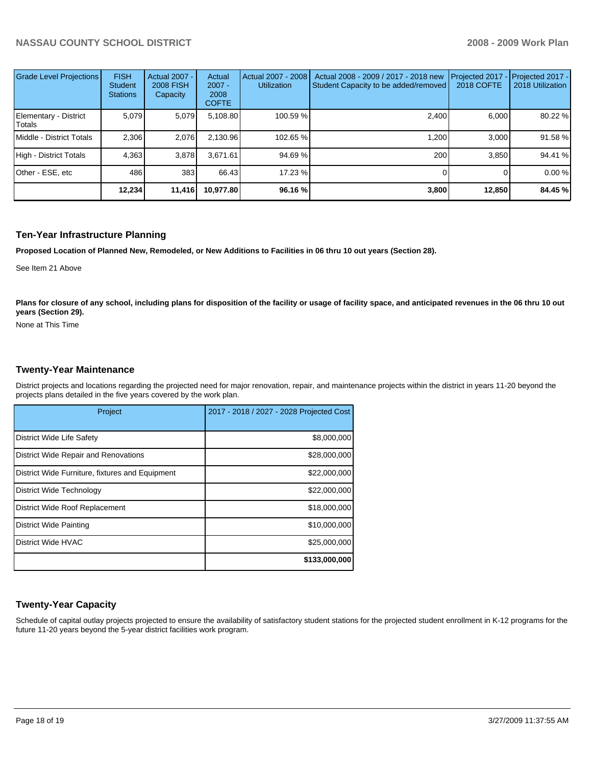| Grade Level Projections | FISH Student Stations | Actual 2007 - 2008 FISH Capacity | Actual 2007 - 2008 COFTE | Actual 2007 - 2008 Utilization | Actual 2008 - 2009 / 2017 - 2018 new Student Capacity to be added/removed | Projected 2017 - 2018 COFTE | Projected 2017 - 2018 Utilization |
|---|---|---|---|---|---|---|---|
| Elementary - District Totals | 5,079 | 5,079 | 5,108.80 | 100.59 % | 2,400 | 6,000 | 80.22 % |
| Middle - District Totals | 2,306 | 2,076 | 2,130.96 | 102.65 % | 1,200 | 3,000 | 91.58 % |
| High - District Totals | 4,363 | 3,878 | 3,671.61 | 94.69 % | 200 | 3,850 | 94.41 % |
| Other - ESE, etc | 486 | 383 | 66.43 | 17.23 % | 0 | 0 | 0.00 % |
| | **12,234** | **11,416** | **10,977.80** | **96.16 %** | **3,800** | **12,850** | **84.45 %** |

## Ten-Year Infrastructure Planning

**Proposed Location of Planned New, Remodeled, or New Additions to Facilities in 06 thru 10 out years (Section 28).**

See Item 21 Above

**Plans for closure of any school, including plans for disposition of the facility or usage of facility space, and anticipated revenues in the 06 thru 10 out years (Section 29).**

None at This Time

## Twenty-Year Maintenance

District projects and locations regarding the projected need for major renovation, repair, and maintenance projects within the district in years 11-20 beyond the projects plans detailed in the five years covered by the work plan.

| Project | 2017 - 2018 / 2027 - 2028 Projected Cost |
|---|---|
| District Wide Life Safety | $8,000,000 |
| District Wide Repair and Renovations | $28,000,000 |
| District Wide Furniture, fixtures and Equipment | $22,000,000 |
| District Wide Technology | $22,000,000 |
| District Wide Roof Replacement | $18,000,000 |
| District Wide Painting | $10,000,000 |
| District Wide HVAC | $25,000,000 |
| | **$133,000,000** |

## Twenty-Year Capacity

Schedule of capital outlay projects projected to ensure the availability of satisfactory student stations for the projected student enrollment in K-12 programs for the future 11-20 years beyond the 5-year district facilities work program.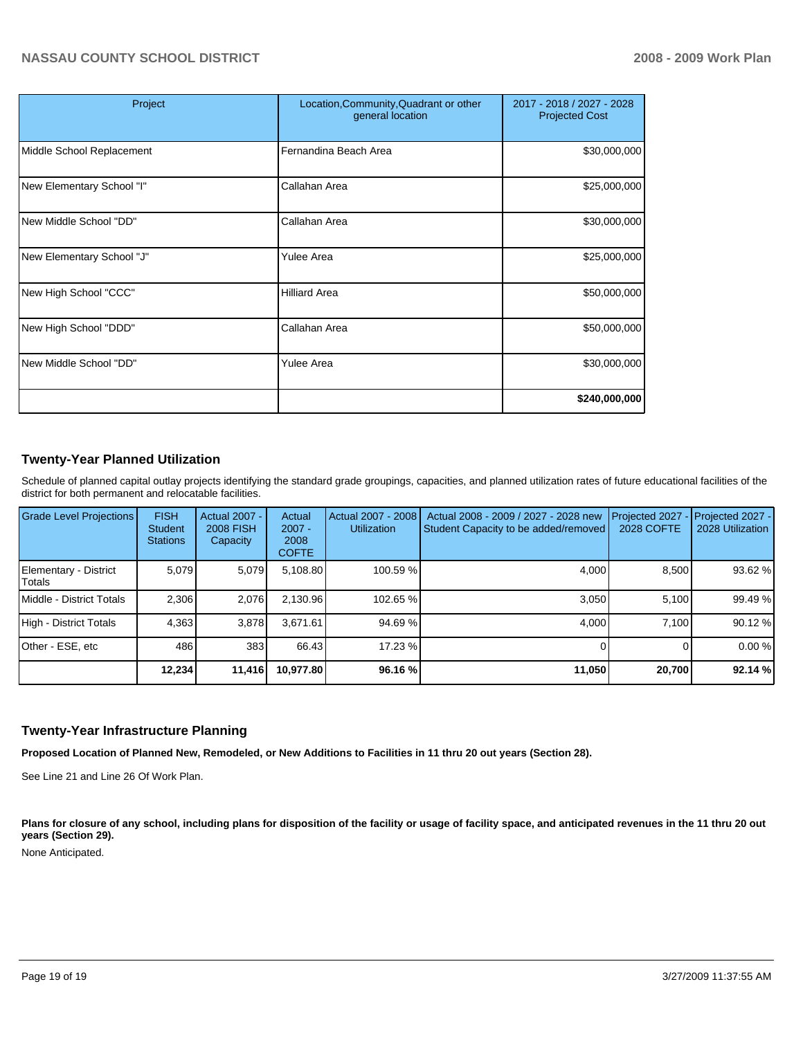| Project | Location,Community,Quadrant or other general location | 2017 - 2018 / 2027 - 2028 Projected Cost |
|---|---|---|
| Middle School Replacement | Fernandina Beach Area | $30,000,000 |
| New Elementary School "I" | Callahan Area | $25,000,000 |
| New Middle School "DD" | Callahan Area | $30,000,000 |
| New Elementary School "J" | Yulee Area | $25,000,000 |
| New High School "CCC" | Hilliard Area | $50,000,000 |
| New High School "DDD" | Callahan Area | $50,000,000 |
| New Middle School "DD" | Yulee Area | $30,000,000 |
| | | **$240,000,000** |

## Twenty-Year Planned Utilization

Schedule of planned capital outlay projects identifying the standard grade groupings, capacities, and planned utilization rates of future educational facilities of the district for both permanent and relocatable facilities.

| Grade Level Projections | FISH Student Stations | Actual 2007 - 2008 FISH Capacity | Actual 2007 - 2008 COFTE | Actual 2007 - 2008 Utilization | Actual 2008 - 2009 / 2027 - 2028 new Student Capacity to be added/removed | Projected 2027 - 2028 COFTE | Projected 2027 - 2028 Utilization |
|---|---|---|---|---|---|---|---|
| Elementary - District Totals | 5,079 | 5,079 | 5,108.80 | 100.59 % | 4,000 | 8,500 | 93.62 % |
| Middle - District Totals | 2,306 | 2,076 | 2,130.96 | 102.65 % | 3,050 | 5,100 | 99.49 % |
| High - District Totals | 4,363 | 3,878 | 3,671.61 | 94.69 % | 4,000 | 7,100 | 90.12 % |
| Other - ESE, etc | 486 | 383 | 66.43 | 17.23 % | 0 | 0 | 0.00 % |
| | **12,234** | **11,416** | **10,977.80** | **96.16 %** | **11,050** | **20,700** | **92.14 %** |

## Twenty-Year Infrastructure Planning

**Proposed Location of Planned New, Remodeled, or New Additions to Facilities in 11 thru 20 out years (Section 28).**

See Line 21 and Line 26 Of Work Plan.

**Plans for closure of any school, including plans for disposition of the facility or usage of facility space, and anticipated revenues in the 11 thru 20 out years (Section 29).**

None Anticipated.